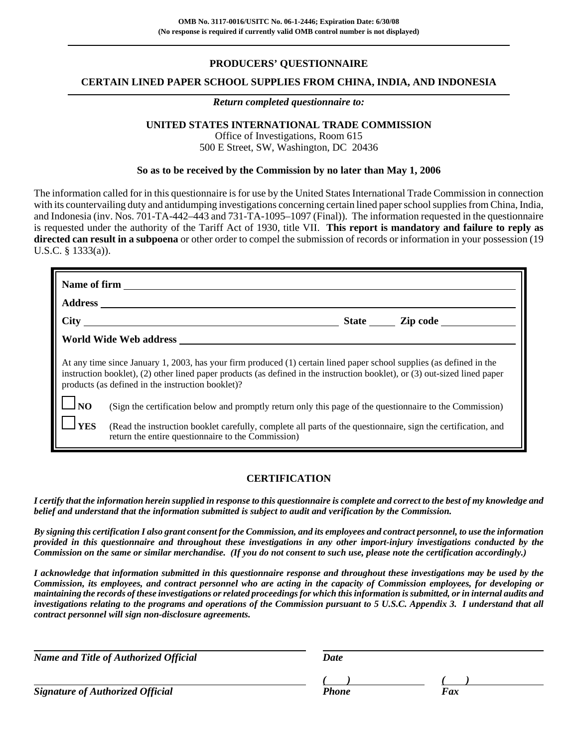**OMB No. 3117-0016/USITC No. 06-1-2446; Expiration Date: 6/30/08**
**(No response is required if currently valid OMB control number is not displayed)**

# PRODUCERS' QUESTIONNAIRE

## CERTAIN LINED PAPER SCHOOL SUPPLIES FROM CHINA, INDIA, AND INDONESIA

***Return completed questionnaire to:***

**UNITED STATES INTERNATIONAL TRADE COMMISSION**
Office of Investigations, Room 615
500 E Street, SW, Washington, DC 20436

**So as to be received by the Commission by no later than May 1, 2006**

The information called for in this questionnaire is for use by the United States International Trade Commission in connection with its countervailing duty and antidumping investigations concerning certain lined paper school supplies from China, India, and Indonesia (inv. Nos. 701-TA-442–443 and 731-TA-1095–1097 (Final)). The information requested in the questionnaire is requested under the authority of the Tariff Act of 1930, title VII. **This report is mandatory and failure to reply as directed can result in a subpoena** or other order to compel the submission of records or information in your possession (19 U.S.C. § 1333(a)).

**Name of firm** ______________________________

**Address** ______________________________

**City** ______________________ **State** _____ **Zip code** __________

**World Wide Web address** ______________________________

At any time since January 1, 2003, has your firm produced (1) certain lined paper school supplies (as defined in the instruction booklet), (2) other lined paper products (as defined in the instruction booklet), or (3) out-sized lined paper products (as defined in the instruction booklet)?

☐ **NO** (Sign the certification below and promptly return only this page of the questionnaire to the Commission)

☐ **YES** (Read the instruction booklet carefully, complete all parts of the questionnaire, sign the certification, and return the entire questionnaire to the Commission)

## CERTIFICATION

***I certify that the information herein supplied in response to this questionnaire is complete and correct to the best of my knowledge and belief and understand that the information submitted is subject to audit and verification by the Commission.***

***By signing this certification I also grant consent for the Commission, and its employees and contract personnel, to use the information provided in this questionnaire and throughout these investigations in any other import-injury investigations conducted by the Commission on the same or similar merchandise. (If you do not consent to such use, please note the certification accordingly.)***

***I acknowledge that information submitted in this questionnaire response and throughout these investigations may be used by the Commission, its employees, and contract personnel who are acting in the capacity of Commission employees, for developing or maintaining the records of these investigations or related proceedings for which this information is submitted, or in internal audits and investigations relating to the programs and operations of the Commission pursuant to 5 U.S.C. Appendix 3. I understand that all contract personnel will sign non-disclosure agreements.***

______________________________ ______________________________
***Name and Title of Authorized Official*** ***Date***

______________________________ ***(    )*** ____________ ***(    )*** ____________
***Signature of Authorized Official*** ***Phone*** ***Fax***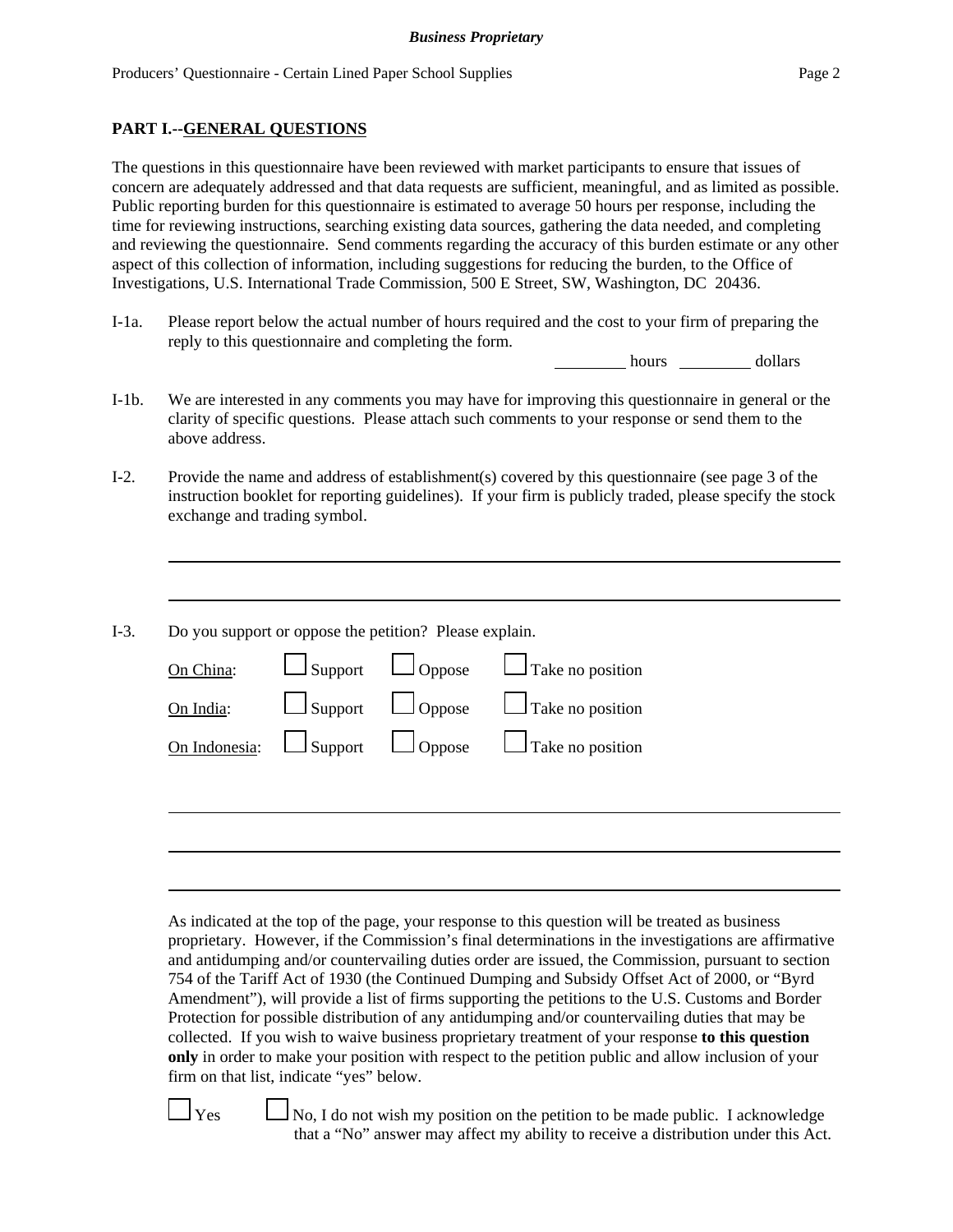**PART I.--GENERAL QUESTIONS**

The questions in this questionnaire have been reviewed with market participants to ensure that issues of concern are adequately addressed and that data requests are sufficient, meaningful, and as limited as possible. Public reporting burden for this questionnaire is estimated to average 50 hours per response, including the time for reviewing instructions, searching existing data sources, gathering the data needed, and completing and reviewing the questionnaire. Send comments regarding the accuracy of this burden estimate or any other aspect of this collection of information, including suggestions for reducing the burden, to the Office of Investigations, U.S. International Trade Commission, 500 E Street, SW, Washington, DC 20436.

I-1a. Please report below the actual number of hours required and the cost to your firm of preparing the reply to this questionnaire and completing the form.

_________ hours _________ dollars

I-1b. We are interested in any comments you may have for improving this questionnaire in general or the clarity of specific questions. Please attach such comments to your response or send them to the above address.

I-2. Provide the name and address of establishment(s) covered by this questionnaire (see page 3 of the instruction booklet for reporting guidelines). If your firm is publicly traded, please specify the stock exchange and trading symbol.

______________________________________________________________________________

______________________________________________________________________________

I-3. Do you support or oppose the petition? Please explain.

On China: ☐ Support ☐ Oppose ☐ Take no position

On India: ☐ Support ☐ Oppose ☐ Take no position

On Indonesia: ☐ Support ☐ Oppose ☐ Take no position

______________________________________________________________________________

______________________________________________________________________________

______________________________________________________________________________

As indicated at the top of the page, your response to this question will be treated as business proprietary. However, if the Commission's final determinations in the investigations are affirmative and antidumping and/or countervailing duties order are issued, the Commission, pursuant to section 754 of the Tariff Act of 1930 (the Continued Dumping and Subsidy Offset Act of 2000, or "Byrd Amendment"), will provide a list of firms supporting the petitions to the U.S. Customs and Border Protection for possible distribution of any antidumping and/or countervailing duties that may be collected. If you wish to waive business proprietary treatment of your response **to this question only** in order to make your position with respect to the petition public and allow inclusion of your firm on that list, indicate "yes" below.

☐ Yes ☐ No, I do not wish my position on the petition to be made public. I acknowledge that a "No" answer may affect my ability to receive a distribution under this Act.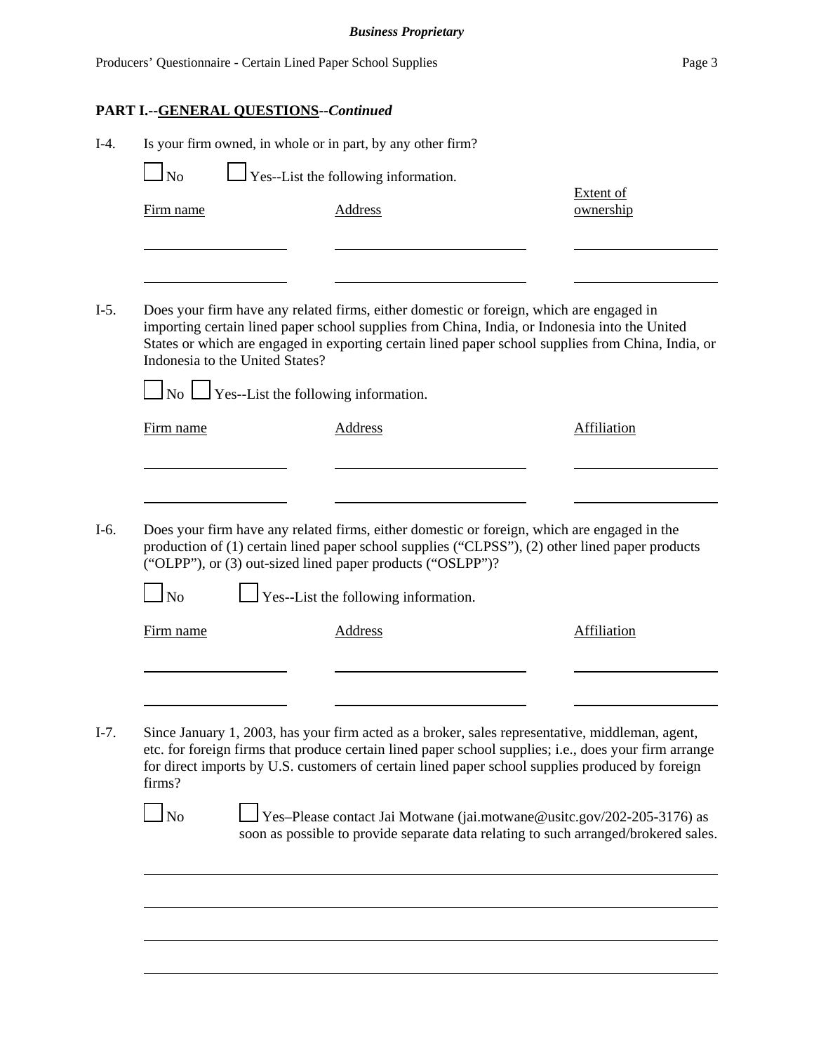**Business Proprietary**

## PART I.--GENERAL QUESTIONS--*Continued*

I-4. Is your firm owned, in whole or in part, by any other firm?

☐ No ☐ Yes--List the following information.

| Firm name | Address | Extent of ownership |
|---|---|---|
| | | |
| | | |

I-5. Does your firm have any related firms, either domestic or foreign, which are engaged in importing certain lined paper school supplies from China, India, or Indonesia into the United States or which are engaged in exporting certain lined paper school supplies from China, India, or Indonesia to the United States?

☐ No ☐ Yes--List the following information.

| Firm name | Address | Affiliation |
|---|---|---|
| | | |
| | | |

I-6. Does your firm have any related firms, either domestic or foreign, which are engaged in the production of (1) certain lined paper school supplies ("CLPSS"), (2) other lined paper products ("OLPP"), or (3) out-sized lined paper products ("OSLPP")?

☐ No ☐ Yes--List the following information.

| Firm name | Address | Affiliation |
|---|---|---|
| | | |
| | | |

I-7. Since January 1, 2003, has your firm acted as a broker, sales representative, middleman, agent, etc. for foreign firms that produce certain lined paper school supplies; i.e., does your firm arrange for direct imports by U.S. customers of certain lined paper school supplies produced by foreign firms?

☐ No ☐ Yes–Please contact Jai Motwane (jai.motwane@usitc.gov/202-205-3176) as soon as possible to provide separate data relating to such arranged/brokered sales.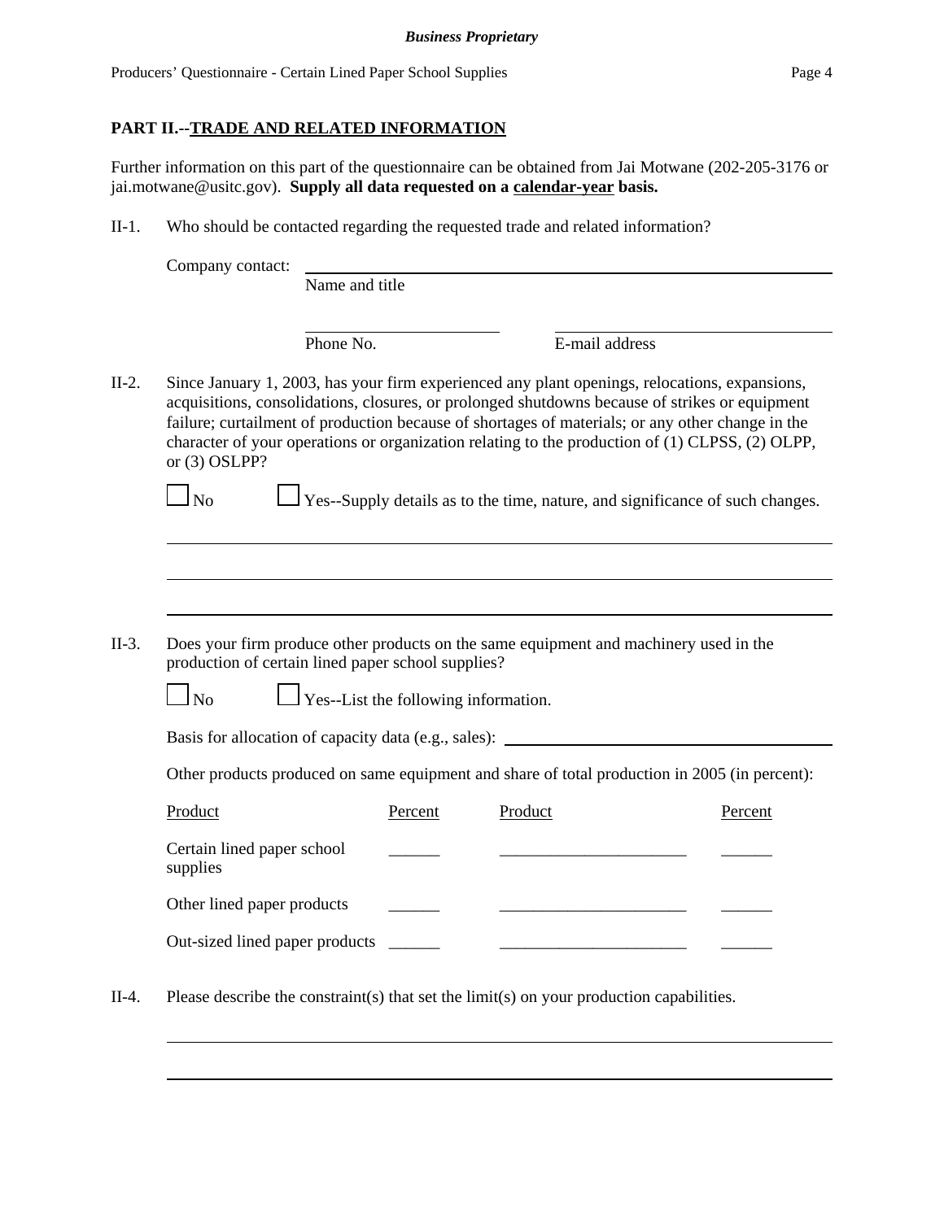**PART II.--TRADE AND RELATED INFORMATION**

Further information on this part of the questionnaire can be obtained from Jai Motwane (202-205-3176 or jai.motwane@usitc.gov). **Supply all data requested on a calendar-year basis.**

II-1. Who should be contacted regarding the requested trade and related information?

Company contact: ______________________________________________
Name and title

______________________ ______________________
Phone No. E-mail address

II-2. Since January 1, 2003, has your firm experienced any plant openings, relocations, expansions, acquisitions, consolidations, closures, or prolonged shutdowns because of strikes or equipment failure; curtailment of production because of shortages of materials; or any other change in the character of your operations or organization relating to the production of (1) CLPSS, (2) OLPP, or (3) OSLPP?

☐ No ☐ Yes--Supply details as to the time, nature, and significance of such changes.

______________________________________________

______________________________________________

______________________________________________

II-3. Does your firm produce other products on the same equipment and machinery used in the production of certain lined paper school supplies?

☐ No ☐ Yes--List the following information.

Basis for allocation of capacity data (e.g., sales): ______________________

Other products produced on same equipment and share of total production in 2005 (in percent):

| Product | Percent | Product | Percent |
|---|---|---|---|
| Certain lined paper school supplies | ______ | ______________________ | ______ |
| Other lined paper products | ______ | ______________________ | ______ |
| Out-sized lined paper products | ______ | ______________________ | ______ |

II-4. Please describe the constraint(s) that set the limit(s) on your production capabilities.

______________________________________________

______________________________________________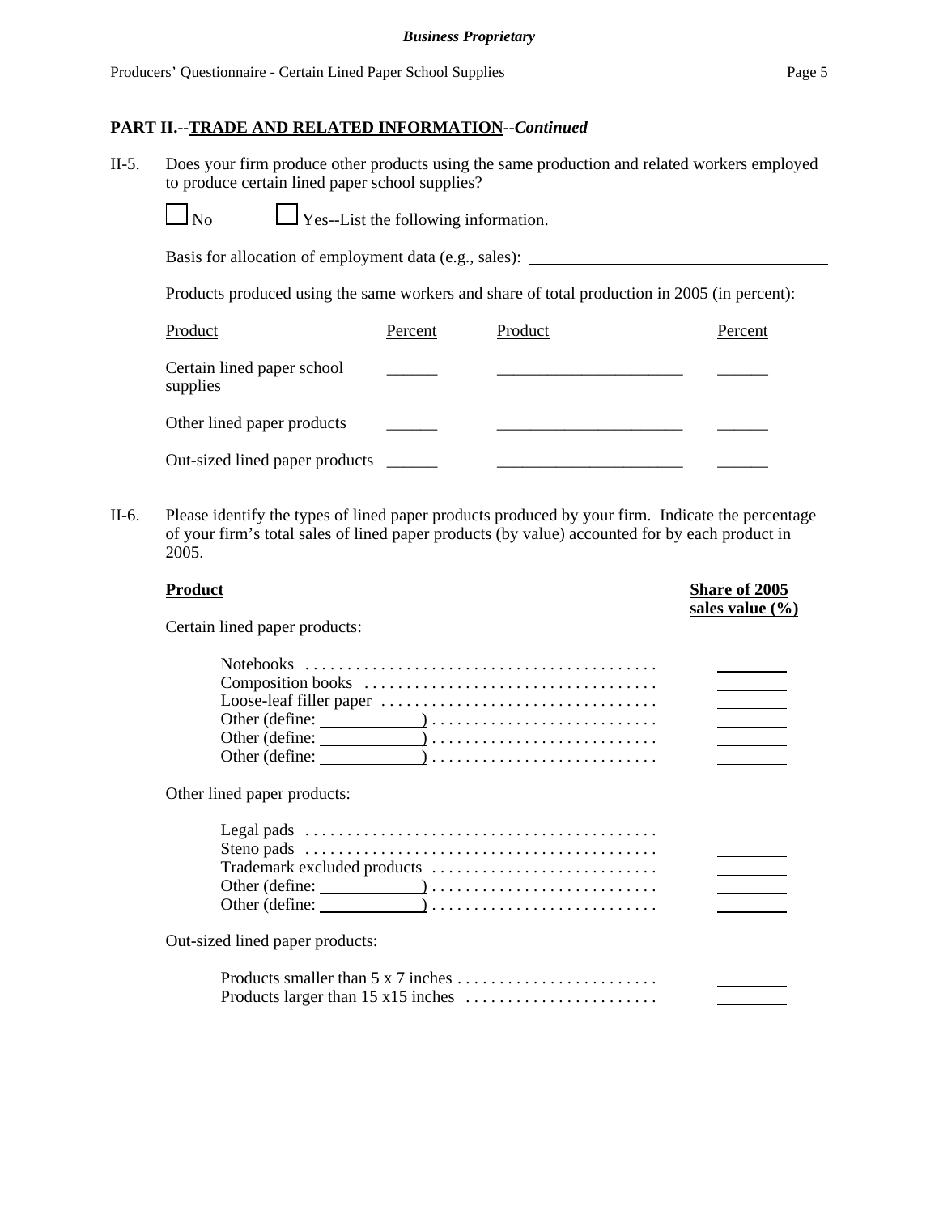**PART II.--TRADE AND RELATED INFORMATION--*Continued***

II-5. Does your firm produce other products using the same production and related workers employed to produce certain lined paper school supplies?

☐ No ☐ Yes--List the following information.

Basis for allocation of employment data (e.g., sales): ____________________________________

Products produced using the same workers and share of total production in 2005 (in percent):

| Product | Percent | Product | Percent |
|---|---|---|---|
| Certain lined paper school supplies | ______ | ______________________ | ______ |
| Other lined paper products | ______ | ______________________ | ______ |
| Out-sized lined paper products | ______ | ______________________ | ______ |

II-6. Please identify the types of lined paper products produced by your firm. Indicate the percentage of your firm's total sales of lined paper products (by value) accounted for by each product in 2005.

| **Product** | **Share of 2005 sales value (%)** |
|---|---|
| Certain lined paper products: | |
| Notebooks . . . . . . . . . . . . . . . . . . . . . . . . . . . . . . . . . . . . . . . . . | ________ |
| Composition books . . . . . . . . . . . . . . . . . . . . . . . . . . . . . . . . . . . | ________ |
| Loose-leaf filler paper . . . . . . . . . . . . . . . . . . . . . . . . . . . . . . . . . | ________ |
| Other (define: ____________) . . . . . . . . . . . . . . . . . . . . . . . . . . | ________ |
| Other (define: ____________) . . . . . . . . . . . . . . . . . . . . . . . . . . | ________ |
| Other (define: ____________) . . . . . . . . . . . . . . . . . . . . . . . . . . | ________ |
| Other lined paper products: | |
| Legal pads . . . . . . . . . . . . . . . . . . . . . . . . . . . . . . . . . . . . . . . . . | ________ |
| Steno pads . . . . . . . . . . . . . . . . . . . . . . . . . . . . . . . . . . . . . . . . . | ________ |
| Trademark excluded products . . . . . . . . . . . . . . . . . . . . . . . . . . . | ________ |
| Other (define: ____________) . . . . . . . . . . . . . . . . . . . . . . . . . . | ________ |
| Other (define: ____________) . . . . . . . . . . . . . . . . . . . . . . . . . . | ________ |
| Out-sized lined paper products: | |
| Products smaller than 5 x 7 inches . . . . . . . . . . . . . . . . . . . . . . . . | ________ |
| Products larger than 15 x15 inches . . . . . . . . . . . . . . . . . . . . . . . | ________ |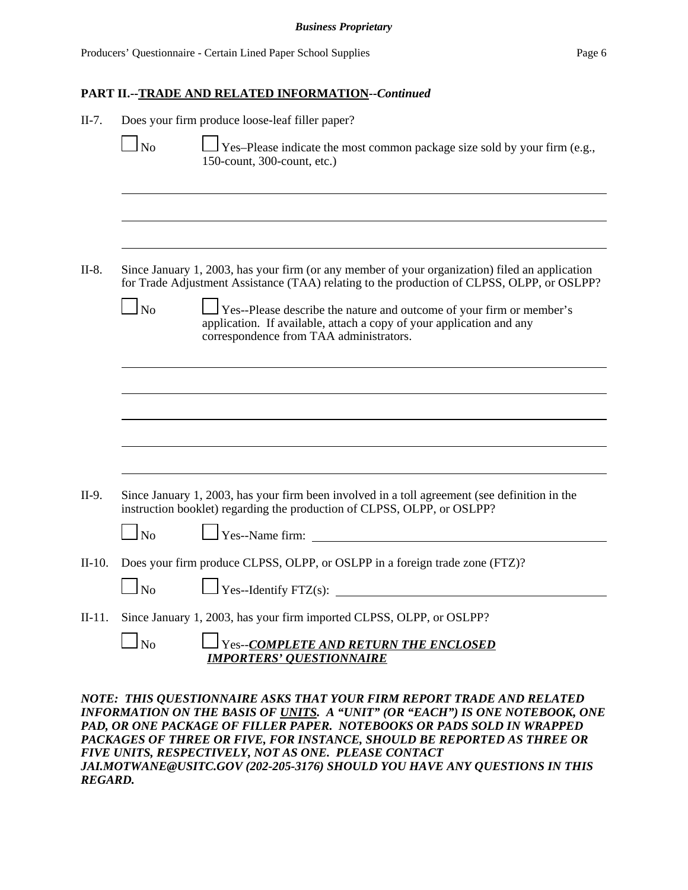**PART II.--TRADE AND RELATED INFORMATION--*Continued***

II-7. Does your firm produce loose-leaf filler paper?

☐ No ☐ Yes–Please indicate the most common package size sold by your firm (e.g., 150-count, 300-count, etc.)

___________________________________________________________________________

___________________________________________________________________________

___________________________________________________________________________

II-8. Since January 1, 2003, has your firm (or any member of your organization) filed an application for Trade Adjustment Assistance (TAA) relating to the production of CLPSS, OLPP, or OSLPP?

☐ No ☐ Yes--Please describe the nature and outcome of your firm or member's application. If available, attach a copy of your application and any correspondence from TAA administrators.

___________________________________________________________________________

___________________________________________________________________________

___________________________________________________________________________

___________________________________________________________________________

___________________________________________________________________________

II-9. Since January 1, 2003, has your firm been involved in a toll agreement (see definition in the instruction booklet) regarding the production of CLPSS, OLPP, or OSLPP?

☐ No ☐ Yes--Name firm: ___________________________________________

II-10. Does your firm produce CLPSS, OLPP, or OSLPP in a foreign trade zone (FTZ)?

☐ No ☐ Yes--Identify FTZ(s): ___________________________________________

II-11. Since January 1, 2003, has your firm imported CLPSS, OLPP, or OSLPP?

☐ No ☐ Yes--***COMPLETE AND RETURN THE ENCLOSED IMPORTERS' QUESTIONNAIRE***

***NOTE: THIS QUESTIONNAIRE ASKS THAT YOUR FIRM REPORT TRADE AND RELATED INFORMATION ON THE BASIS OF UNITS. A "UNIT" (OR "EACH") IS ONE NOTEBOOK, ONE PAD, OR ONE PACKAGE OF FILLER PAPER. NOTEBOOKS OR PADS SOLD IN WRAPPED PACKAGES OF THREE OR FIVE, FOR INSTANCE, SHOULD BE REPORTED AS THREE OR FIVE UNITS, RESPECTIVELY, NOT AS ONE. PLEASE CONTACT JAI.MOTWANE@USITC.GOV (202-205-3176) SHOULD YOU HAVE ANY QUESTIONS IN THIS REGARD.***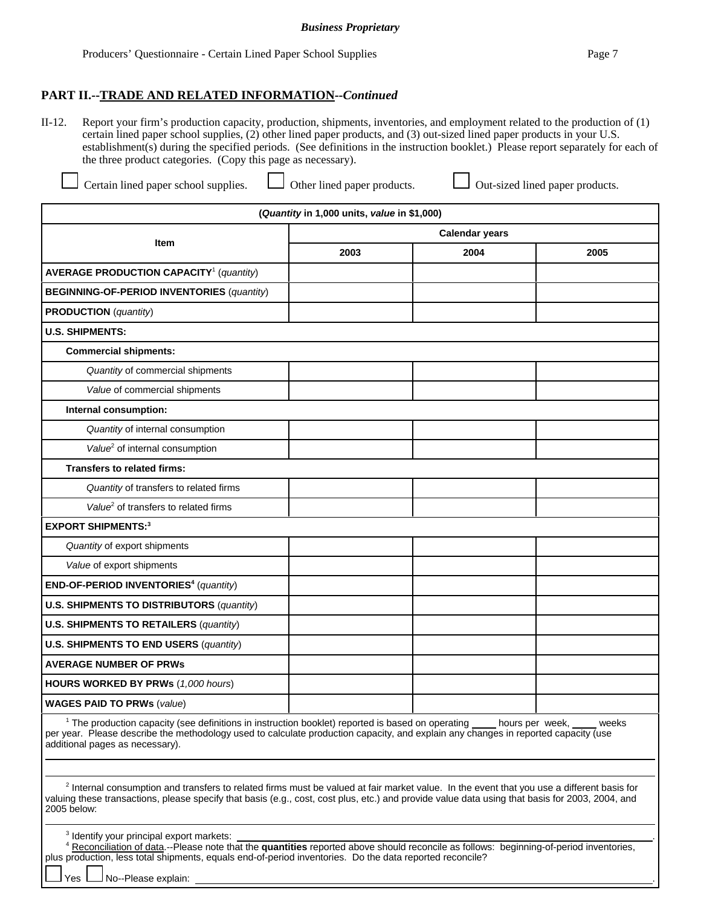**Business Proprietary**

## PART II.--TRADE AND RELATED INFORMATION--*Continued*

II-12. Report your firm's production capacity, production, shipments, inventories, and employment related to the production of (1) certain lined paper school supplies, (2) other lined paper products, and (3) out-sized lined paper products in your U.S. establishment(s) during the specified periods. (See definitions in the instruction booklet.) Please report separately for each of the three product categories. (Copy this page as necessary).

☐ Certain lined paper school supplies. ☐ Other lined paper products. ☐ Out-sized lined paper products.

| (*Quantity* in 1,000 units, *value* in $1,000) | | | |
|---|---|---|---|
| **Item** | **Calendar years** | | |
| | **2003** | **2004** | **2005** |
| **AVERAGE PRODUCTION CAPACITY**[1] (*quantity*) | | | |
| **BEGINNING-OF-PERIOD INVENTORIES** (*quantity*) | | | |
| **PRODUCTION** (*quantity*) | | | |
| **U.S. SHIPMENTS:** | | | |
| **Commercial shipments:** | | | |
| *Quantity* of commercial shipments | | | |
| *Value* of commercial shipments | | | |
| **Internal consumption:** | | | |
| *Quantity* of internal consumption | | | |
| *Value*[2] of internal consumption | | | |
| **Transfers to related firms:** | | | |
| *Quantity* of transfers to related firms | | | |
| *Value*[2] of transfers to related firms | | | |
| **EXPORT SHIPMENTS:**[3] | | | |
| *Quantity* of export shipments | | | |
| *Value* of export shipments | | | |
| **END-OF-PERIOD INVENTORIES**[4] (*quantity*) | | | |
| **U.S. SHIPMENTS TO DISTRIBUTORS** (*quantity*) | | | |
| **U.S. SHIPMENTS TO RETAILERS** (*quantity*) | | | |
| **U.S. SHIPMENTS TO END USERS** (*quantity*) | | | |
| **AVERAGE NUMBER OF PRWs** | | | |
| **HOURS WORKED BY PRWs** (*1,000 hours*) | | | |
| **WAGES PAID TO PRWs** (*value*) | | | |

[1] The production capacity (see definitions in instruction booklet) reported is based on operating _____ hours per week, _____ weeks per year. Please describe the methodology used to calculate production capacity, and explain any changes in reported capacity (use additional pages as necessary).

______________________________________________________________________

______________________________________________________________________

[2] Internal consumption and transfers to related firms must be valued at fair market value. In the event that you use a different basis for valuing these transactions, please specify that basis (e.g., cost, cost plus, etc.) and provide value data using that basis for 2003, 2004, and 2005 below:

______________________________________________________________________

[3] Identify your principal export markets: ______________________________________________.

[4] Reconciliation of data.--Please note that the **quantities** reported above should reconcile as follows: beginning-of-period inventories, plus production, less total shipments, equals end-of-period inventories. Do the data reported reconcile?

☐ Yes ☐ No--Please explain: ______________________________________________.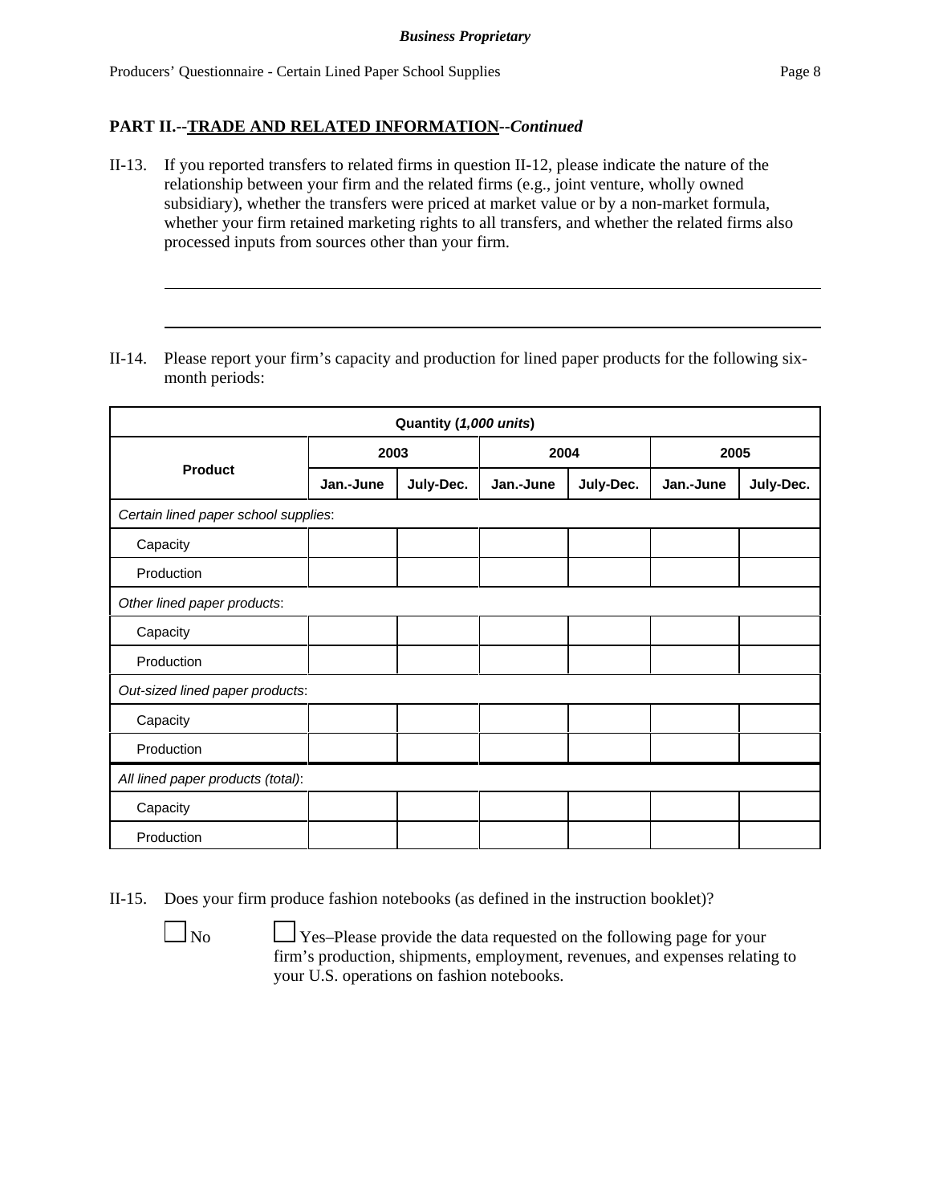**Business Proprietary**

## PART II.--TRADE AND RELATED INFORMATION--*Continued*

II-13. If you reported transfers to related firms in question II-12, please indicate the nature of the relationship between your firm and the related firms (e.g., joint venture, wholly owned subsidiary), whether the transfers were priced at market value or by a non-market formula, whether your firm retained marketing rights to all transfers, and whether the related firms also processed inputs from sources other than your firm.

\_\_\_\_\_\_\_\_\_\_\_\_\_\_\_\_\_\_\_\_\_\_\_\_\_\_\_\_\_\_\_\_\_\_\_\_\_\_\_\_\_\_\_\_\_\_\_\_\_\_\_\_\_\_\_\_\_\_\_\_\_\_\_\_\_\_\_\_\_\_\_\_

\_\_\_\_\_\_\_\_\_\_\_\_\_\_\_\_\_\_\_\_\_\_\_\_\_\_\_\_\_\_\_\_\_\_\_\_\_\_\_\_\_\_\_\_\_\_\_\_\_\_\_\_\_\_\_\_\_\_\_\_\_\_\_\_\_\_\_\_\_\_\_\_

II-14. Please report your firm's capacity and production for lined paper products for the following six-month periods:

| Quantity (*1,000 units*) | | | | | | |
|---|---|---|---|---|---|---|
| Product | 2003 | | 2004 | | 2005 | |
| | Jan.-June | July-Dec. | Jan.-June | July-Dec. | Jan.-June | July-Dec. |
| *Certain lined paper school supplies*: | | | | | | |
| Capacity | | | | | | |
| Production | | | | | | |
| *Other lined paper products*: | | | | | | |
| Capacity | | | | | | |
| Production | | | | | | |
| *Out-sized lined paper products*: | | | | | | |
| Capacity | | | | | | |
| Production | | | | | | |
| *All lined paper products (total)*: | | | | | | |
| Capacity | | | | | | |
| Production | | | | | | |

II-15. Does your firm produce fashion notebooks (as defined in the instruction booklet)?

☐ No ☐ Yes–Please provide the data requested on the following page for your firm's production, shipments, employment, revenues, and expenses relating to your U.S. operations on fashion notebooks.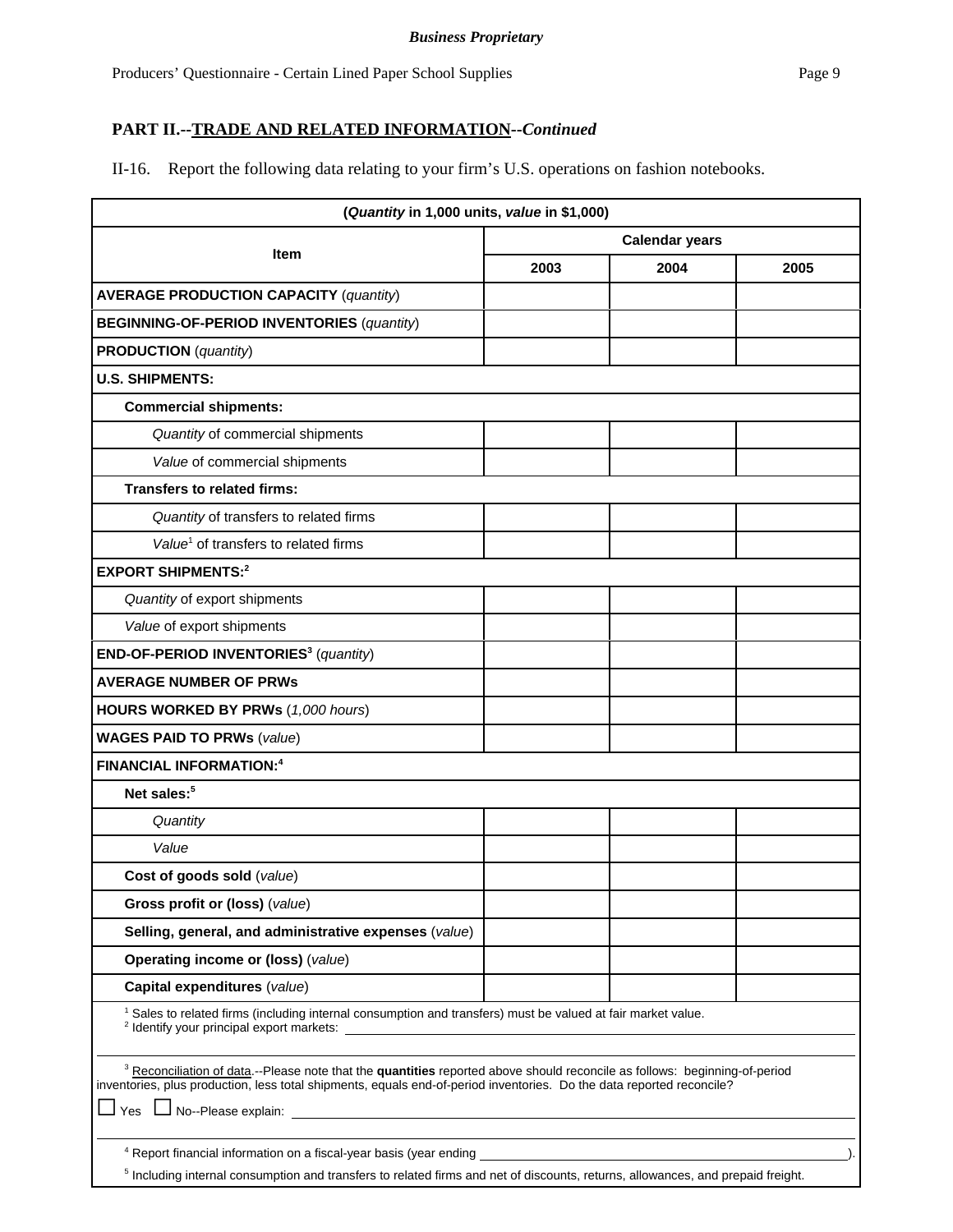*Business Proprietary*

## PART II.--TRADE AND RELATED INFORMATION--*Continued*

II-16. Report the following data relating to your firm's U.S. operations on fashion notebooks.

| (*Quantity* in 1,000 units, *value* in $1,000) | | | |
|---|---|---|---|
| **Item** | **Calendar years** | | |
| | **2003** | **2004** | **2005** |
| **AVERAGE PRODUCTION CAPACITY** (*quantity*) | | | |
| **BEGINNING-OF-PERIOD INVENTORIES** (*quantity*) | | | |
| **PRODUCTION** (*quantity*) | | | |
| **U.S. SHIPMENTS:** | | | |
| **Commercial shipments:** | | | |
| *Quantity* of commercial shipments | | | |
| *Value* of commercial shipments | | | |
| **Transfers to related firms:** | | | |
| *Quantity* of transfers to related firms | | | |
| *Value*[1] of transfers to related firms | | | |
| **EXPORT SHIPMENTS:**[2] | | | |
| *Quantity* of export shipments | | | |
| *Value* of export shipments | | | |
| **END-OF-PERIOD INVENTORIES**[3] (*quantity*) | | | |
| **AVERAGE NUMBER OF PRWs** | | | |
| **HOURS WORKED BY PRWs** (*1,000 hours*) | | | |
| **WAGES PAID TO PRWs** (*value*) | | | |
| **FINANCIAL INFORMATION:**[4] | | | |
| **Net sales:**[5] | | | |
| *Quantity* | | | |
| *Value* | | | |
| **Cost of goods sold** (*value*) | | | |
| **Gross profit or (loss)** (*value*) | | | |
| **Selling, general, and administrative expenses** (*value*) | | | |
| **Operating income or (loss)** (*value*) | | | |
| **Capital expenditures** (*value*) | | | |

[1] Sales to related firms (including internal consumption and transfers) must be valued at fair market value.
[2] Identify your principal export markets: ______________________________

[3] Reconciliation of data.--Please note that the **quantities** reported above should reconcile as follows: beginning-of-period inventories, plus production, less total shipments, equals end-of-period inventories. Do the data reported reconcile?

☐ Yes ☐ No--Please explain: ______________________________

[4] Report financial information on a fiscal-year basis (year ending ______________________________).
[5] Including internal consumption and transfers to related firms and net of discounts, returns, allowances, and prepaid freight.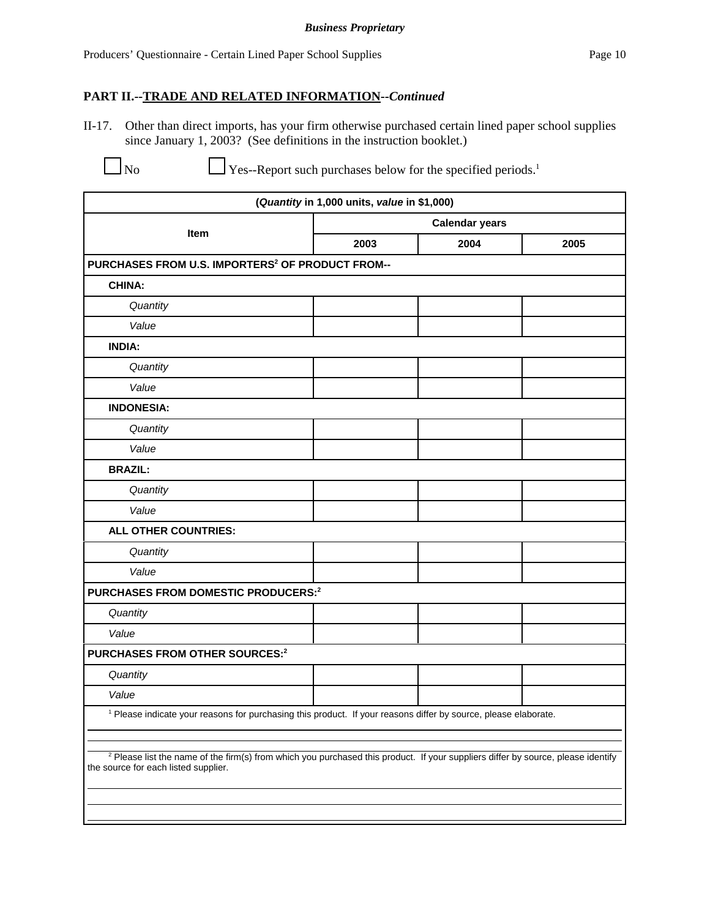## PART II.--TRADE AND RELATED INFORMATION--*Continued*

II-17. Other than direct imports, has your firm otherwise purchased certain lined paper school supplies since January 1, 2003? (See definitions in the instruction booklet.)

☐ No ☐ Yes--Report such purchases below for the specified periods.[1]

| (*Quantity* in 1,000 units, *value* in $1,000) | | | |
|---|---|---|---|
| Item | Calendar years | | |
| | 2003 | 2004 | 2005 |
| **PURCHASES FROM U.S. IMPORTERS[2] OF PRODUCT FROM--** | | | |
| **CHINA:** | | | |
| *Quantity* | | | |
| *Value* | | | |
| **INDIA:** | | | |
| *Quantity* | | | |
| *Value* | | | |
| **INDONESIA:** | | | |
| *Quantity* | | | |
| *Value* | | | |
| **BRAZIL:** | | | |
| *Quantity* | | | |
| *Value* | | | |
| **ALL OTHER COUNTRIES:** | | | |
| *Quantity* | | | |
| *Value* | | | |
| **PURCHASES FROM DOMESTIC PRODUCERS:[2]** | | | |
| *Quantity* | | | |
| *Value* | | | |
| **PURCHASES FROM OTHER SOURCES:[2]** | | | |
| *Quantity* | | | |
| *Value* | | | |

[1] Please indicate your reasons for purchasing this product. If your reasons differ by source, please elaborate.

[2] Please list the name of the firm(s) from which you purchased this product. If your suppliers differ by source, please identify the source for each listed supplier.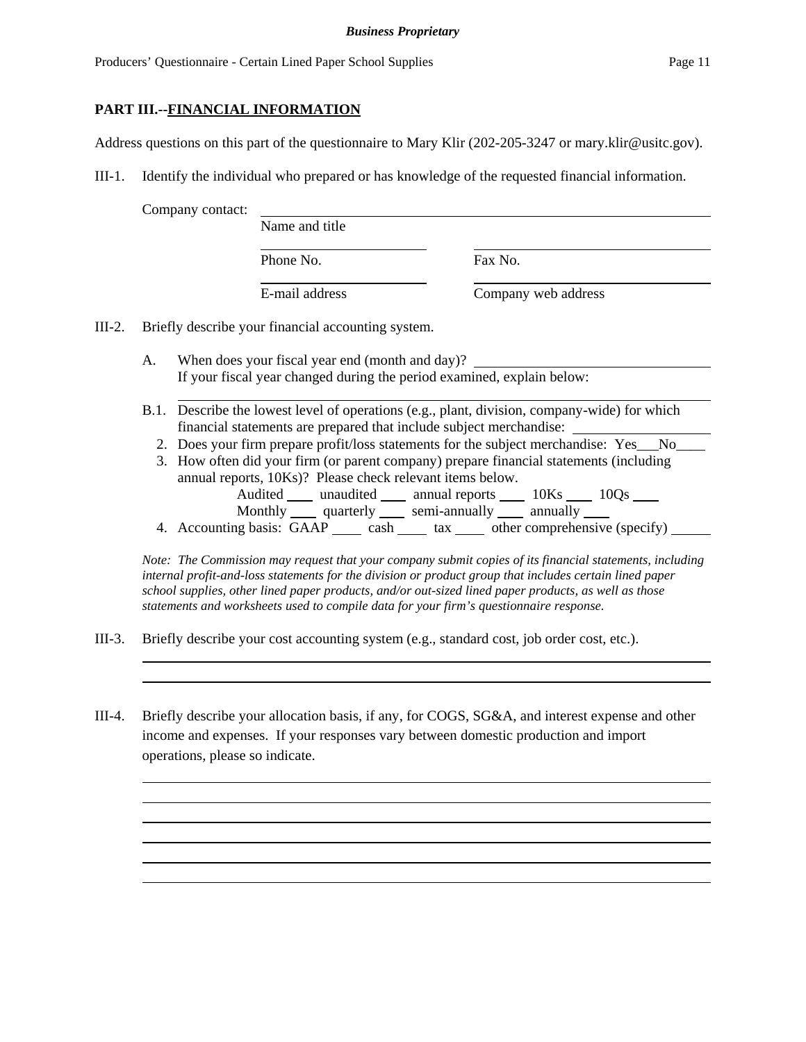## PART III.--FINANCIAL INFORMATION

Address questions on this part of the questionnaire to Mary Klir (202-205-3247 or mary.klir@usitc.gov).

III-1. Identify the individual who prepared or has knowledge of the requested financial information.

Company contact: ______________________________________________
Name and title

______________________ ______________________
Phone No. Fax No.

______________________ ______________________
E-mail address Company web address

III-2. Briefly describe your financial accounting system.

A. When does your fiscal year end (month and day)? ______________________
If your fiscal year changed during the period examined, explain below:

______________________________________________

B.1. Describe the lowest level of operations (e.g., plant, division, company-wide) for which financial statements are prepared that include subject merchandise: ______________

2. Does your firm prepare profit/loss statements for the subject merchandise: Yes___No____

3. How often did your firm (or parent company) prepare financial statements (including annual reports, 10Ks)? Please check relevant items below.
Audited ____ unaudited ____ annual reports ____ 10Ks ____ 10Qs ____
Monthly ____ quarterly ____ semi-annually ____ annually ____

4. Accounting basis: GAAP ____ cash ____ tax ____ other comprehensive (specify) ____

*Note: The Commission may request that your company submit copies of its financial statements, including internal profit-and-loss statements for the division or product group that includes certain lined paper school supplies, other lined paper products, and/or out-sized lined paper products, as well as those statements and worksheets used to compile data for your firm's questionnaire response.*

III-3. Briefly describe your cost accounting system (e.g., standard cost, job order cost, etc.).

______________________________________________

______________________________________________

III-4. Briefly describe your allocation basis, if any, for COGS, SG&A, and interest expense and other income and expenses. If your responses vary between domestic production and import operations, please so indicate.

______________________________________________

______________________________________________

______________________________________________

______________________________________________

______________________________________________

______________________________________________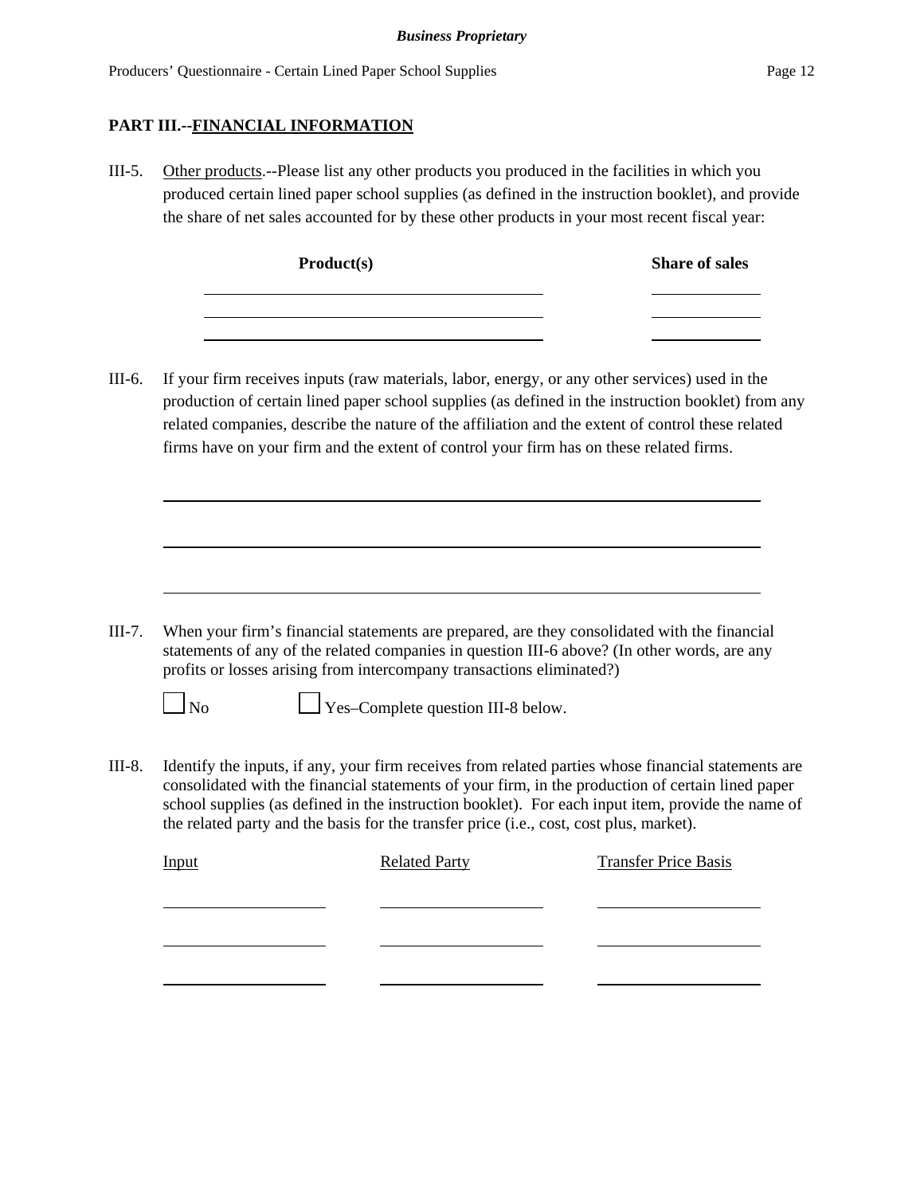## PART III.--FINANCIAL INFORMATION

III-5. Other products.--Please list any other products you produced in the facilities in which you produced certain lined paper school supplies (as defined in the instruction booklet), and provide the share of net sales accounted for by these other products in your most recent fiscal year:

| Product(s) | Share of sales |
|---|---|
| | |
| | |
| | |

III-6. If your firm receives inputs (raw materials, labor, energy, or any other services) used in the production of certain lined paper school supplies (as defined in the instruction booklet) from any related companies, describe the nature of the affiliation and the extent of control these related firms have on your firm and the extent of control your firm has on these related firms.

\_\_\_\_\_\_\_\_\_\_\_\_\_\_\_\_\_\_\_\_\_\_\_\_\_\_\_\_\_\_\_\_\_\_\_\_\_\_\_\_\_\_\_\_

\_\_\_\_\_\_\_\_\_\_\_\_\_\_\_\_\_\_\_\_\_\_\_\_\_\_\_\_\_\_\_\_\_\_\_\_\_\_\_\_\_\_\_\_

\_\_\_\_\_\_\_\_\_\_\_\_\_\_\_\_\_\_\_\_\_\_\_\_\_\_\_\_\_\_\_\_\_\_\_\_\_\_\_\_\_\_\_\_

III-7. When your firm's financial statements are prepared, are they consolidated with the financial statements of any of the related companies in question III-6 above? (In other words, are any profits or losses arising from intercompany transactions eliminated?)

☐ No ☐ Yes–Complete question III-8 below.

III-8. Identify the inputs, if any, your firm receives from related parties whose financial statements are consolidated with the financial statements of your firm, in the production of certain lined paper school supplies (as defined in the instruction booklet). For each input item, provide the name of the related party and the basis for the transfer price (i.e., cost, cost plus, market).

| Input | Related Party | Transfer Price Basis |
|---|---|---|
| | | |
| | | |
| | | |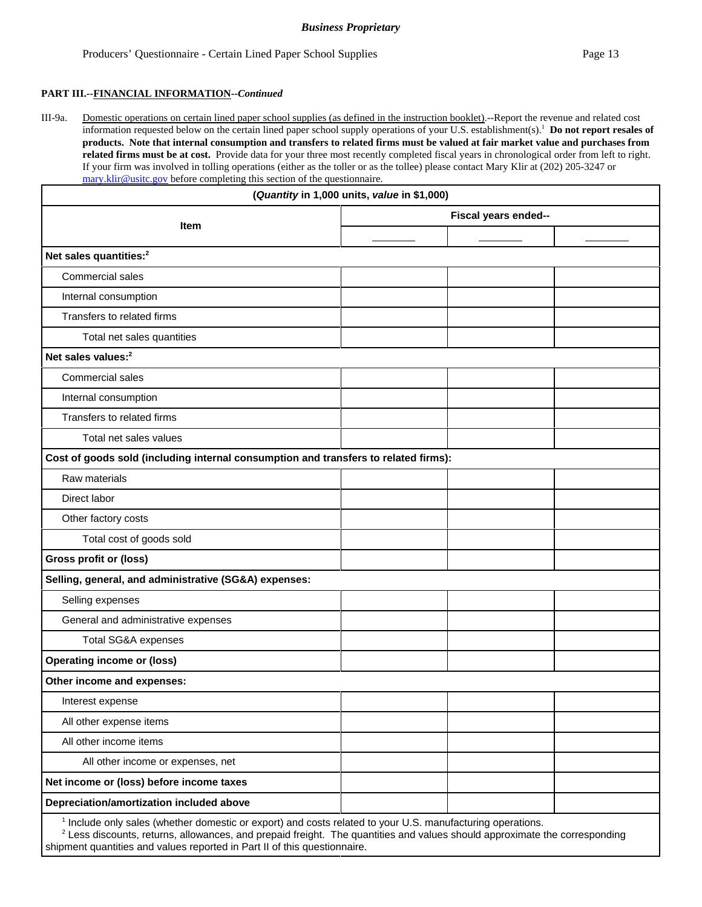**PART III.--FINANCIAL INFORMATION--*Continued***

III-9a. Domestic operations on certain lined paper school supplies (as defined in the instruction booklet).--Report the revenue and related cost information requested below on the certain lined paper school supply operations of your U.S. establishment(s).[1] **Do not report resales of products. Note that internal consumption and transfers to related firms must be valued at fair market value and purchases from related firms must be at cost.** Provide data for your three most recently completed fiscal years in chronological order from left to right. If your firm was involved in tolling operations (either as the toller or as the tollee) please contact Mary Klir at (202) 205-3247 or mary.klir@usitc.gov before completing this section of the questionnaire.

| (*Quantity* in 1,000 units, *value* in $1,000) | | | |
|---|---|---|---|
| **Item** | **Fiscal years ended--** | | |
| | ______ | ______ | ______ |
| **Net sales quantities:[2]** | | | |
| Commercial sales | | | |
| Internal consumption | | | |
| Transfers to related firms | | | |
| Total net sales quantities | | | |
| **Net sales values:[2]** | | | |
| Commercial sales | | | |
| Internal consumption | | | |
| Transfers to related firms | | | |
| Total net sales values | | | |
| **Cost of goods sold (including internal consumption and transfers to related firms):** | | | |
| Raw materials | | | |
| Direct labor | | | |
| Other factory costs | | | |
| Total cost of goods sold | | | |
| **Gross profit or (loss)** | | | |
| **Selling, general, and administrative (SG&A) expenses:** | | | |
| Selling expenses | | | |
| General and administrative expenses | | | |
| Total SG&A expenses | | | |
| **Operating income or (loss)** | | | |
| **Other income and expenses:** | | | |
| Interest expense | | | |
| All other expense items | | | |
| All other income items | | | |
| All other income or expenses, net | | | |
| **Net income or (loss) before income taxes** | | | |
| **Depreciation/amortization included above** | | | |

[1] Include only sales (whether domestic or export) and costs related to your U.S. manufacturing operations.
[2] Less discounts, returns, allowances, and prepaid freight. The quantities and values should approximate the corresponding shipment quantities and values reported in Part II of this questionnaire.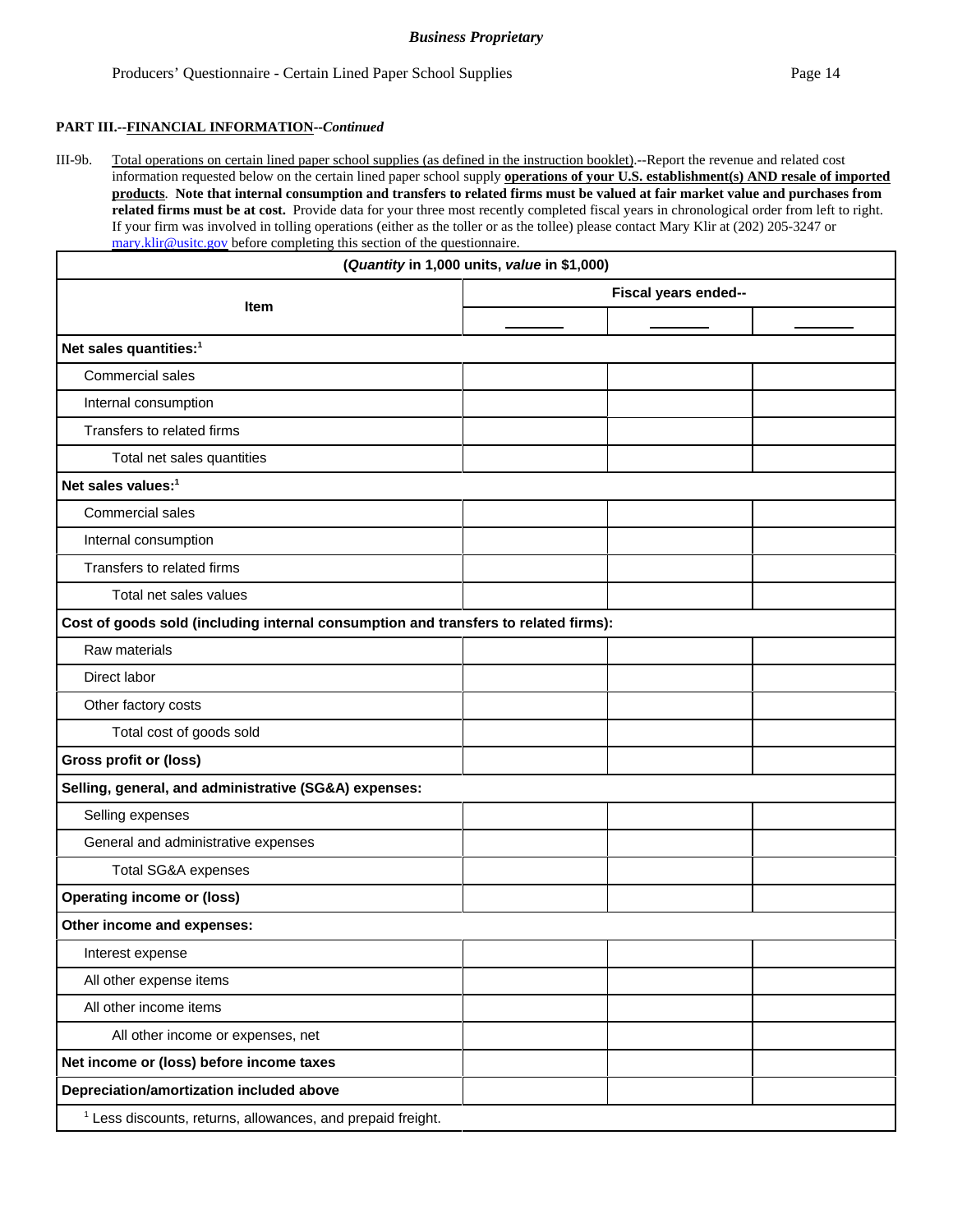**PART III.--FINANCIAL INFORMATION--*Continued***

III-9b. Total operations on certain lined paper school supplies (as defined in the instruction booklet).--Report the revenue and related cost information requested below on the certain lined paper school supply **operations of your U.S. establishment(s) AND resale of imported products**. **Note that internal consumption and transfers to related firms must be valued at fair market value and purchases from related firms must be at cost.** Provide data for your three most recently completed fiscal years in chronological order from left to right. If your firm was involved in tolling operations (either as the toller or as the tollee) please contact Mary Klir at (202) 205-3247 or mary.klir@usitc.gov before completing this section of the questionnaire.

| (*Quantity* in 1,000 units, *value* in $1,000) | | | |
|---|---|---|---|
| **Item** | **Fiscal years ended--** | | |
| | ______ | ______ | ______ |
| **Net sales quantities:**[1] | | | |
| Commercial sales | | | |
| Internal consumption | | | |
| Transfers to related firms | | | |
| Total net sales quantities | | | |
| **Net sales values:**[1] | | | |
| Commercial sales | | | |
| Internal consumption | | | |
| Transfers to related firms | | | |
| Total net sales values | | | |
| **Cost of goods sold (including internal consumption and transfers to related firms):** | | | |
| Raw materials | | | |
| Direct labor | | | |
| Other factory costs | | | |
| Total cost of goods sold | | | |
| **Gross profit or (loss)** | | | |
| **Selling, general, and administrative (SG&A) expenses:** | | | |
| Selling expenses | | | |
| General and administrative expenses | | | |
| Total SG&A expenses | | | |
| **Operating income or (loss)** | | | |
| **Other income and expenses:** | | | |
| Interest expense | | | |
| All other expense items | | | |
| All other income items | | | |
| All other income or expenses, net | | | |
| **Net income or (loss) before income taxes** | | | |
| **Depreciation/amortization included above** | | | |

[1] Less discounts, returns, allowances, and prepaid freight.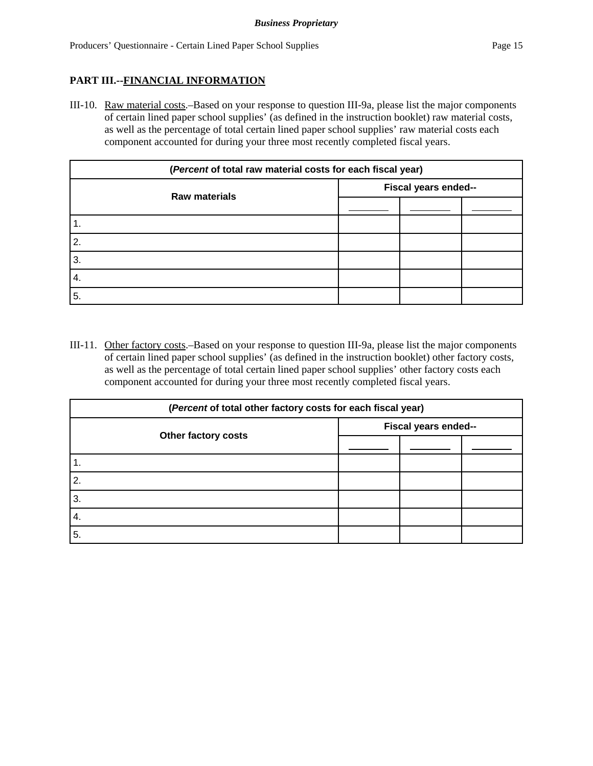## PART III.--FINANCIAL INFORMATION

III-10. Raw material costs.–Based on your response to question III-9a, please list the major components of certain lined paper school supplies' (as defined in the instruction booklet) raw material costs, as well as the percentage of total certain lined paper school supplies' raw material costs each component accounted for during your three most recently completed fiscal years.

| (*Percent* of total raw material costs for each fiscal year) | | | |
|---|---|---|---|
| Raw materials | Fiscal years ended-- | | |
| | ________ | ________ | ________ |
| 1. | | | |
| 2. | | | |
| 3. | | | |
| 4. | | | |
| 5. | | | |

III-11. Other factory costs.–Based on your response to question III-9a, please list the major components of certain lined paper school supplies' (as defined in the instruction booklet) other factory costs, as well as the percentage of total certain lined paper school supplies' other factory costs each component accounted for during your three most recently completed fiscal years.

| (*Percent* of total other factory costs for each fiscal year) | | | |
|---|---|---|---|
| Other factory costs | Fiscal years ended-- | | |
| | ________ | ________ | ________ |
| 1. | | | |
| 2. | | | |
| 3. | | | |
| 4. | | | |
| 5. | | | |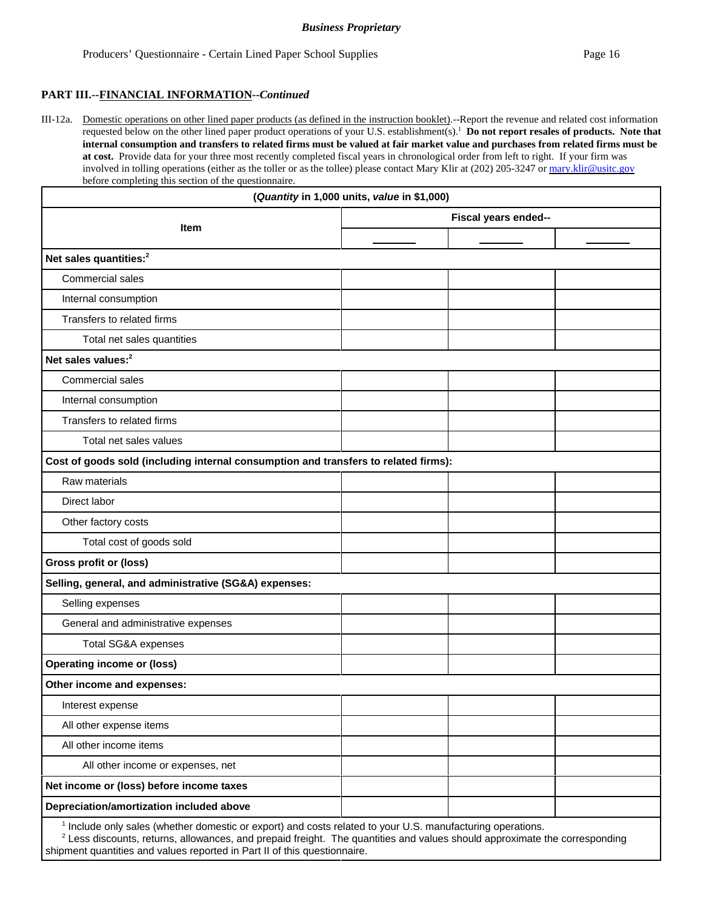*Business Proprietary*

Producers' Questionnaire - Certain Lined Paper School Supplies

## PART III.--FINANCIAL INFORMATION--*Continued*

III-12a. Domestic operations on other lined paper products (as defined in the instruction booklet).--Report the revenue and related cost information requested below on the other lined paper product operations of your U.S. establishment(s).[1] **Do not report resales of products. Note that internal consumption and transfers to related firms must be valued at fair market value and purchases from related firms must be at cost.** Provide data for your three most recently completed fiscal years in chronological order from left to right. If your firm was involved in tolling operations (either as the toller or as the tollee) please contact Mary Klir at (202) 205-3247 or mary.klir@usitc.gov before completing this section of the questionnaire.

| (*Quantity* in 1,000 units, *value* in $1,000) | | | |
|---|---|---|---|
| **Item** | **Fiscal years ended--** | | |
| | _______ | _______ | _______ |
| **Net sales quantities:[2]** | | | |
| Commercial sales | | | |
| Internal consumption | | | |
| Transfers to related firms | | | |
| Total net sales quantities | | | |
| **Net sales values:[2]** | | | |
| Commercial sales | | | |
| Internal consumption | | | |
| Transfers to related firms | | | |
| Total net sales values | | | |
| **Cost of goods sold (including internal consumption and transfers to related firms):** | | | |
| Raw materials | | | |
| Direct labor | | | |
| Other factory costs | | | |
| Total cost of goods sold | | | |
| **Gross profit or (loss)** | | | |
| **Selling, general, and administrative (SG&A) expenses:** | | | |
| Selling expenses | | | |
| General and administrative expenses | | | |
| Total SG&A expenses | | | |
| **Operating income or (loss)** | | | |
| **Other income and expenses:** | | | |
| Interest expense | | | |
| All other expense items | | | |
| All other income items | | | |
| All other income or expenses, net | | | |
| **Net income or (loss) before income taxes** | | | |
| **Depreciation/amortization included above** | | | |

[1] Include only sales (whether domestic or export) and costs related to your U.S. manufacturing operations.
[2] Less discounts, returns, allowances, and prepaid freight. The quantities and values should approximate the corresponding shipment quantities and values reported in Part II of this questionnaire.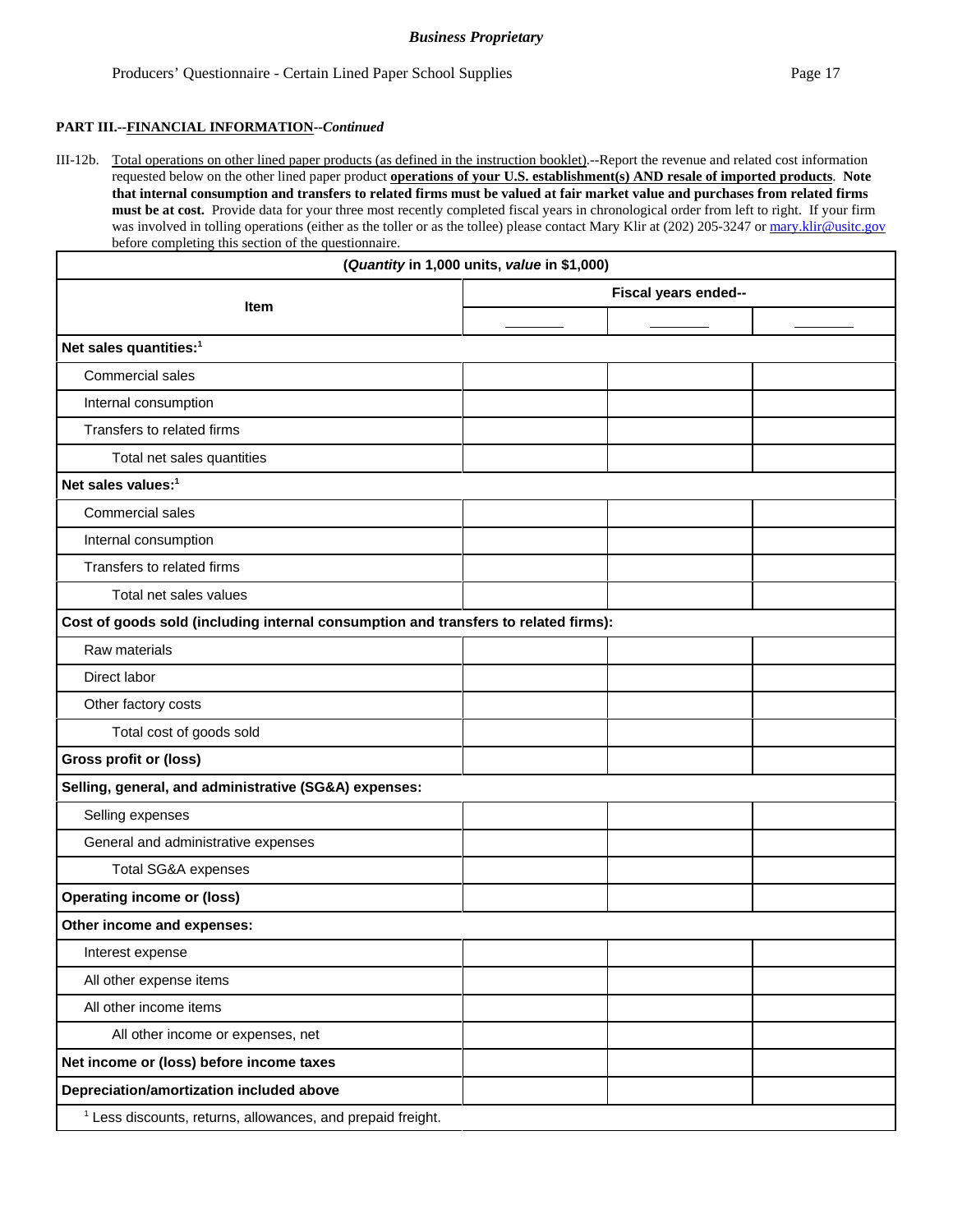**PART III.--FINANCIAL INFORMATION--*Continued***

III-12b. Total operations on other lined paper products (as defined in the instruction booklet).--Report the revenue and related cost information requested below on the other lined paper product **operations of your U.S. establishment(s) AND resale of imported products**. **Note that internal consumption and transfers to related firms must be valued at fair market value and purchases from related firms must be at cost.** Provide data for your three most recently completed fiscal years in chronological order from left to right. If your firm was involved in tolling operations (either as the toller or as the tollee) please contact Mary Klir at (202) 205-3247 or mary.klir@usitc.gov before completing this section of the questionnaire.

| (*Quantity* in 1,000 units, *value* in $1,000) | | | |
|---|---|---|---|
| Item | Fiscal years ended-- | | |
| | ______ | ______ | ______ |
| **Net sales quantities:**[1] | | | |
| Commercial sales | | | |
| Internal consumption | | | |
| Transfers to related firms | | | |
| Total net sales quantities | | | |
| **Net sales values:**[1] | | | |
| Commercial sales | | | |
| Internal consumption | | | |
| Transfers to related firms | | | |
| Total net sales values | | | |
| **Cost of goods sold (including internal consumption and transfers to related firms):** | | | |
| Raw materials | | | |
| Direct labor | | | |
| Other factory costs | | | |
| Total cost of goods sold | | | |
| **Gross profit or (loss)** | | | |
| **Selling, general, and administrative (SG&A) expenses:** | | | |
| Selling expenses | | | |
| General and administrative expenses | | | |
| Total SG&A expenses | | | |
| **Operating income or (loss)** | | | |
| **Other income and expenses:** | | | |
| Interest expense | | | |
| All other expense items | | | |
| All other income items | | | |
| All other income or expenses, net | | | |
| **Net income or (loss) before income taxes** | | | |
| **Depreciation/amortization included above** | | | |
| [1] Less discounts, returns, allowances, and prepaid freight. | | | |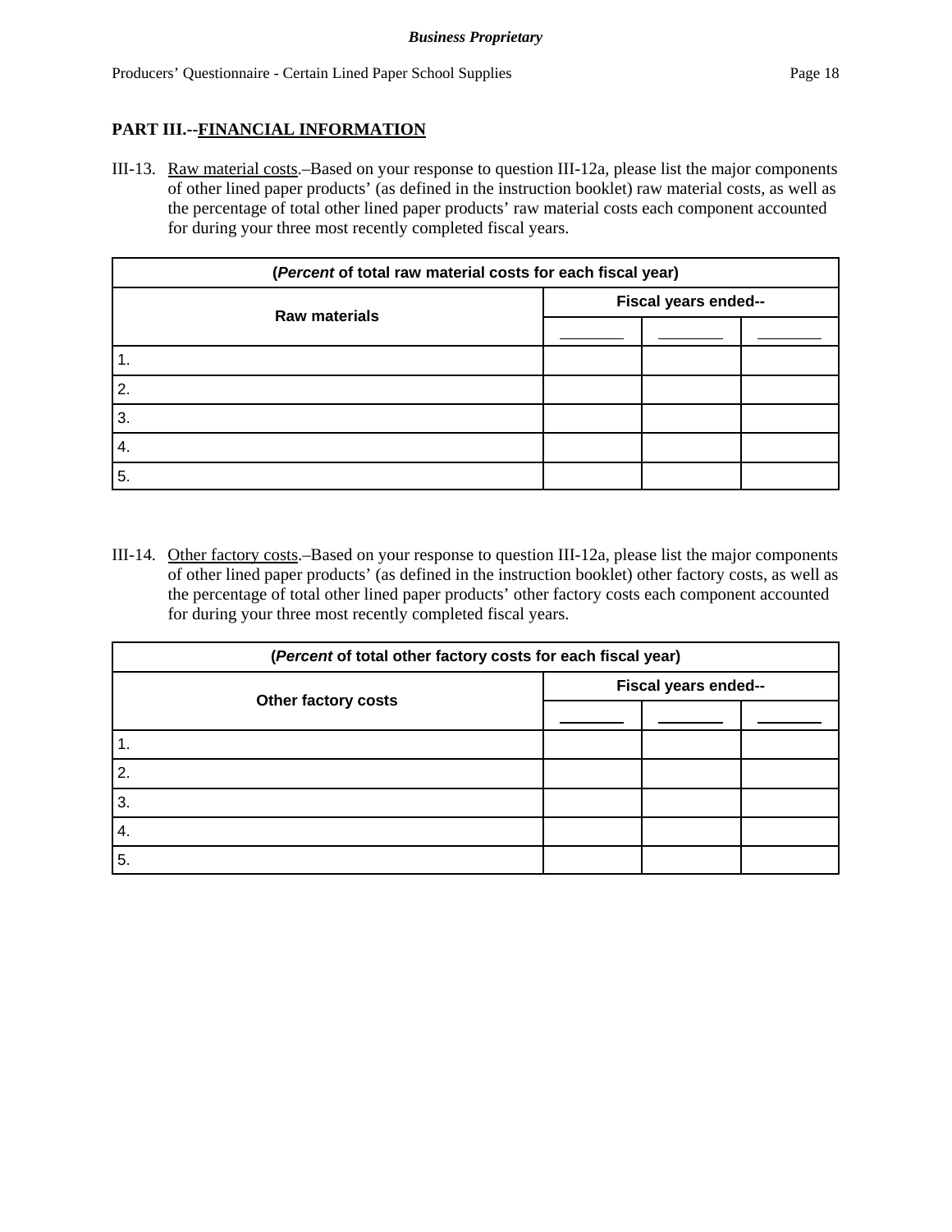**PART III.--FINANCIAL INFORMATION**

III-13. Raw material costs.–Based on your response to question III-12a, please list the major components of other lined paper products' (as defined in the instruction booklet) raw material costs, as well as the percentage of total other lined paper products' raw material costs each component accounted for during your three most recently completed fiscal years.

| (*Percent* of total raw material costs for each fiscal year) | | | |
|---|---|---|---|
| Raw materials | Fiscal years ended-- | | |
| | ______ | ______ | ______ |
| 1. | | | |
| 2. | | | |
| 3. | | | |
| 4. | | | |
| 5. | | | |

III-14. Other factory costs.–Based on your response to question III-12a, please list the major components of other lined paper products' (as defined in the instruction booklet) other factory costs, as well as the percentage of total other lined paper products' other factory costs each component accounted for during your three most recently completed fiscal years.

| (*Percent* of total other factory costs for each fiscal year) | | | |
|---|---|---|---|
| Other factory costs | Fiscal years ended-- | | |
| | ______ | ______ | ______ |
| 1. | | | |
| 2. | | | |
| 3. | | | |
| 4. | | | |
| 5. | | | |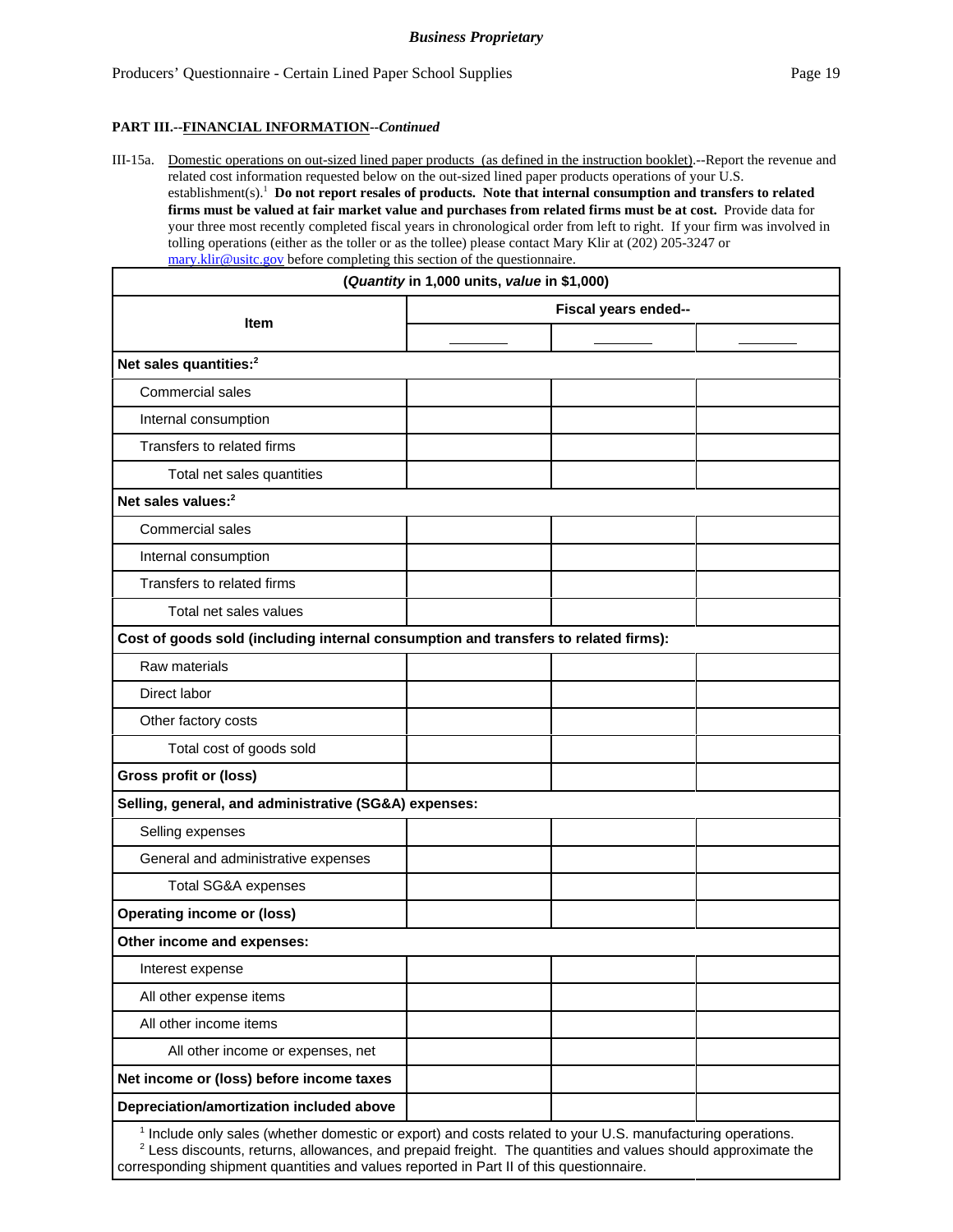**PART III.--FINANCIAL INFORMATION--*Continued***

III-15a. Domestic operations on out-sized lined paper products (as defined in the instruction booklet).--Report the revenue and related cost information requested below on the out-sized lined paper products operations of your U.S. establishment(s).[1] **Do not report resales of products. Note that internal consumption and transfers to related firms must be valued at fair market value and purchases from related firms must be at cost.** Provide data for your three most recently completed fiscal years in chronological order from left to right. If your firm was involved in tolling operations (either as the toller or as the tollee) please contact Mary Klir at (202) 205-3247 or mary.klir@usitc.gov before completing this section of the questionnaire.

| (*Quantity* in 1,000 units, *value* in $1,000) | | | |
|---|---|---|---|
| **Item** | **Fiscal years ended--** | | |
| | _______ | _______ | _______ |
| **Net sales quantities:[2]** | | | |
| Commercial sales | | | |
| Internal consumption | | | |
| Transfers to related firms | | | |
| Total net sales quantities | | | |
| **Net sales values:[2]** | | | |
| Commercial sales | | | |
| Internal consumption | | | |
| Transfers to related firms | | | |
| Total net sales values | | | |
| **Cost of goods sold (including internal consumption and transfers to related firms):** | | | |
| Raw materials | | | |
| Direct labor | | | |
| Other factory costs | | | |
| Total cost of goods sold | | | |
| **Gross profit or (loss)** | | | |
| **Selling, general, and administrative (SG&A) expenses:** | | | |
| Selling expenses | | | |
| General and administrative expenses | | | |
| Total SG&A expenses | | | |
| **Operating income or (loss)** | | | |
| **Other income and expenses:** | | | |
| Interest expense | | | |
| All other expense items | | | |
| All other income items | | | |
| All other income or expenses, net | | | |
| **Net income or (loss) before income taxes** | | | |
| **Depreciation/amortization included above** | | | |

[1] Include only sales (whether domestic or export) and costs related to your U.S. manufacturing operations.
[2] Less discounts, returns, allowances, and prepaid freight. The quantities and values should approximate the corresponding shipment quantities and values reported in Part II of this questionnaire.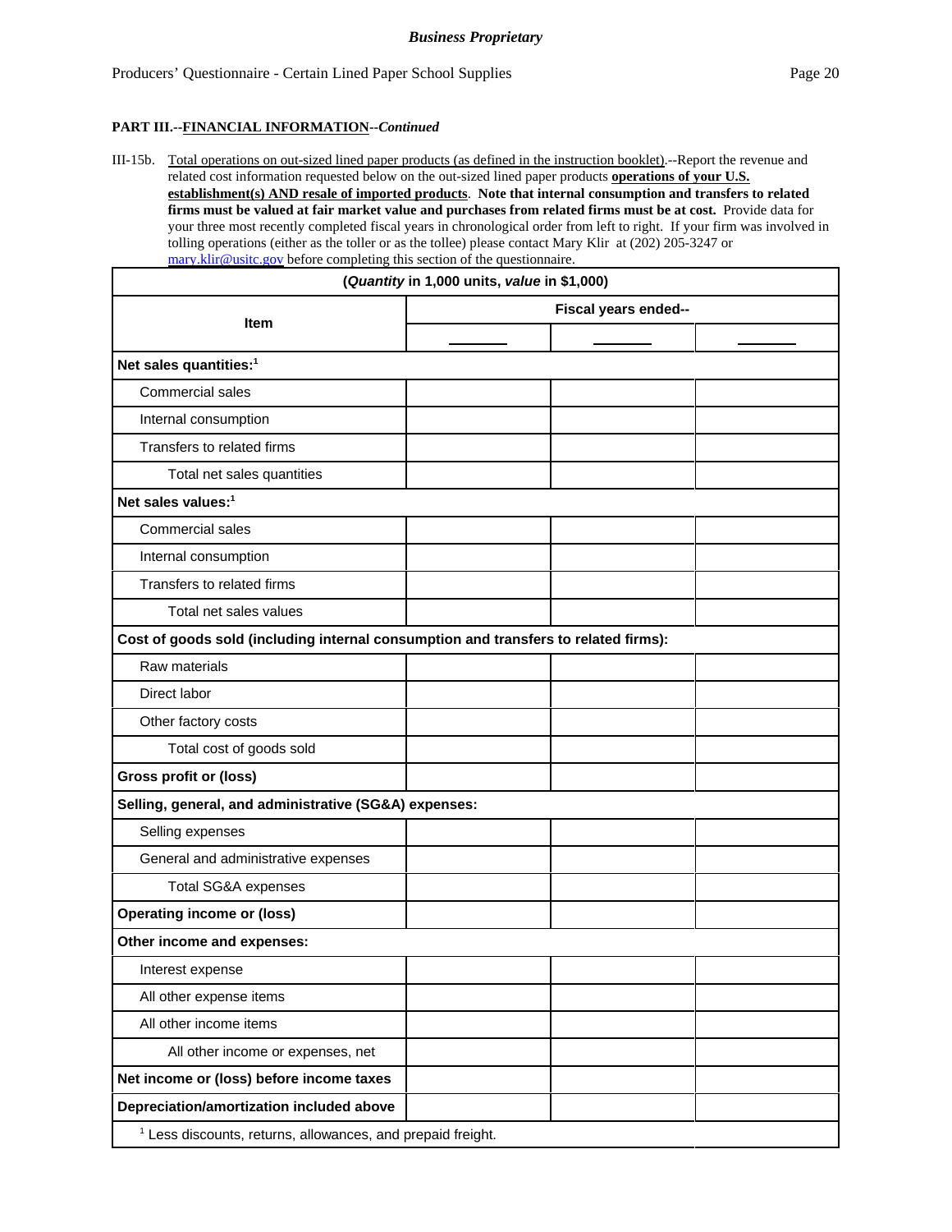**PART III.--FINANCIAL INFORMATION--*Continued***

III-15b. Total operations on out-sized lined paper products (as defined in the instruction booklet).--Report the revenue and related cost information requested below on the out-sized lined paper products **operations of your U.S. establishment(s) AND resale of imported products**. **Note that internal consumption and transfers to related firms must be valued at fair market value and purchases from related firms must be at cost.** Provide data for your three most recently completed fiscal years in chronological order from left to right. If your firm was involved in tolling operations (either as the toller or as the tollee) please contact Mary Klir at (202) 205-3247 or mary.klir@usitc.gov before completing this section of the questionnaire.

| (*Quantity* in 1,000 units, *value* in $1,000) | | | |
|---|---|---|---|
| **Item** | **Fiscal years ended--** | | |
| | ______ | ______ | ______ |
| **Net sales quantities:**[1] | | | |
| Commercial sales | | | |
| Internal consumption | | | |
| Transfers to related firms | | | |
| Total net sales quantities | | | |
| **Net sales values:**[1] | | | |
| Commercial sales | | | |
| Internal consumption | | | |
| Transfers to related firms | | | |
| Total net sales values | | | |
| **Cost of goods sold (including internal consumption and transfers to related firms):** | | | |
| Raw materials | | | |
| Direct labor | | | |
| Other factory costs | | | |
| Total cost of goods sold | | | |
| **Gross profit or (loss)** | | | |
| **Selling, general, and administrative (SG&A) expenses:** | | | |
| Selling expenses | | | |
| General and administrative expenses | | | |
| Total SG&A expenses | | | |
| **Operating income or (loss)** | | | |
| **Other income and expenses:** | | | |
| Interest expense | | | |
| All other expense items | | | |
| All other income items | | | |
| All other income or expenses, net | | | |
| **Net income or (loss) before income taxes** | | | |
| **Depreciation/amortization included above** | | | |
| [1] Less discounts, returns, allowances, and prepaid freight. | | | |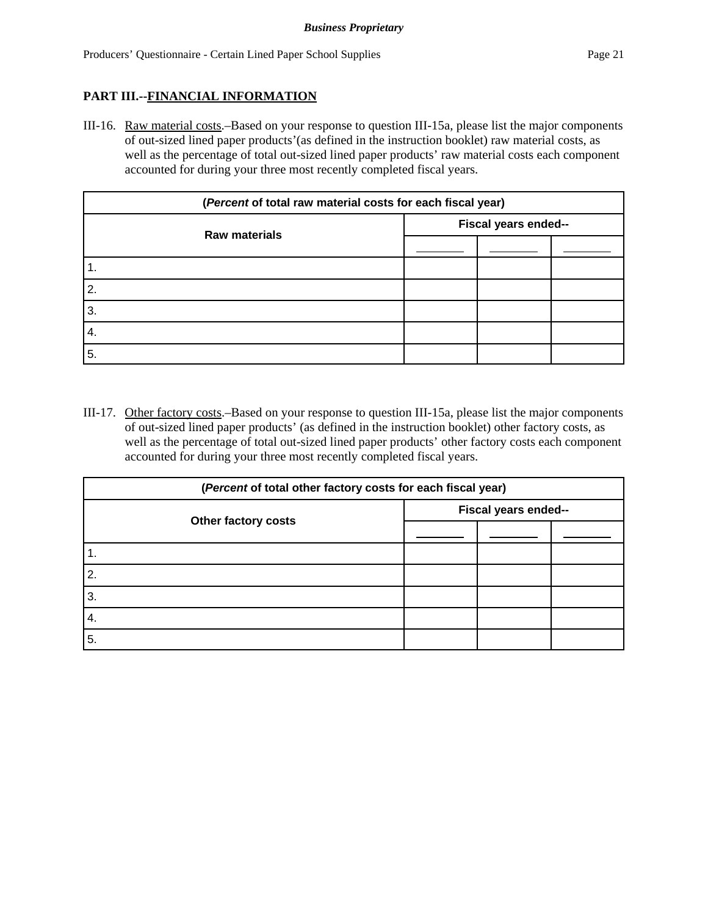**PART III.--FINANCIAL INFORMATION**

III-16. Raw material costs.–Based on your response to question III-15a, please list the major components of out-sized lined paper products'(as defined in the instruction booklet) raw material costs, as well as the percentage of total out-sized lined paper products' raw material costs each component accounted for during your three most recently completed fiscal years.

| (*Percent* of total raw material costs for each fiscal year) | | | |
|---|---|---|---|
| Raw materials | Fiscal years ended-- | | |
| | _______ | _______ | _______ |
| 1. | | | |
| 2. | | | |
| 3. | | | |
| 4. | | | |
| 5. | | | |

III-17. Other factory costs.–Based on your response to question III-15a, please list the major components of out-sized lined paper products' (as defined in the instruction booklet) other factory costs, as well as the percentage of total out-sized lined paper products' other factory costs each component accounted for during your three most recently completed fiscal years.

| (*Percent* of total other factory costs for each fiscal year) | | | |
|---|---|---|---|
| Other factory costs | Fiscal years ended-- | | |
| | _______ | _______ | _______ |
| 1. | | | |
| 2. | | | |
| 3. | | | |
| 4. | | | |
| 5. | | | |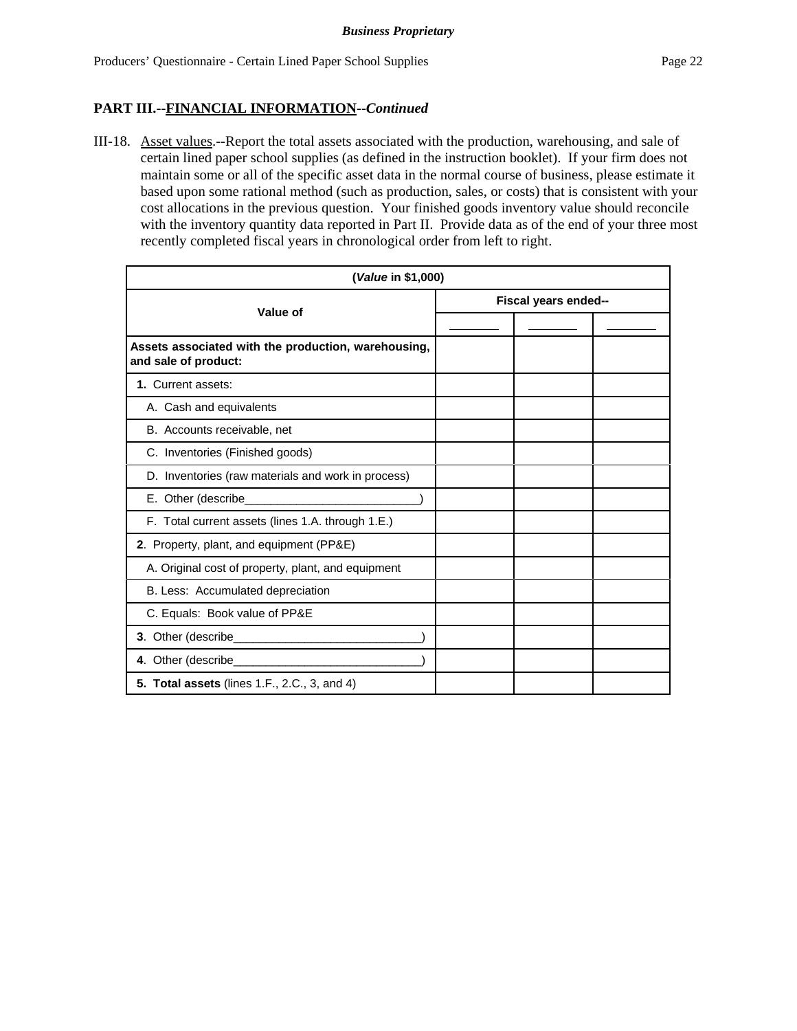**Business Proprietary**

## PART III.--FINANCIAL INFORMATION--*Continued*

III-18. Asset values.--Report the total assets associated with the production, warehousing, and sale of certain lined paper school supplies (as defined in the instruction booklet). If your firm does not maintain some or all of the specific asset data in the normal course of business, please estimate it based upon some rational method (such as production, sales, or costs) that is consistent with your cost allocations in the previous question. Your finished goods inventory value should reconcile with the inventory quantity data reported in Part II. Provide data as of the end of your three most recently completed fiscal years in chronological order from left to right.

| (*Value* in $1,000) | | | |
|---|---|---|---|
| Value of | Fiscal years ended-- | | |
| | _______ | _______ | _______ |
| **Assets associated with the production, warehousing, and sale of product:** | | | |
| **1.** Current assets: | | | |
| A. Cash and equivalents | | | |
| B. Accounts receivable, net | | | |
| C. Inventories (Finished goods) | | | |
| D. Inventories (raw materials and work in process) | | | |
| E. Other (describe___________________________) | | | |
| F. Total current assets (lines 1.A. through 1.E.) | | | |
| **2**. Property, plant, and equipment (PP&E) | | | |
| A. Original cost of property, plant, and equipment | | | |
| B. Less: Accumulated depreciation | | | |
| C. Equals: Book value of PP&E | | | |
| **3**. Other (describe_____________________________) | | | |
| **4**. Other (describe_____________________________) | | | |
| **5. Total assets** (lines 1.F., 2.C., 3, and 4) | | | |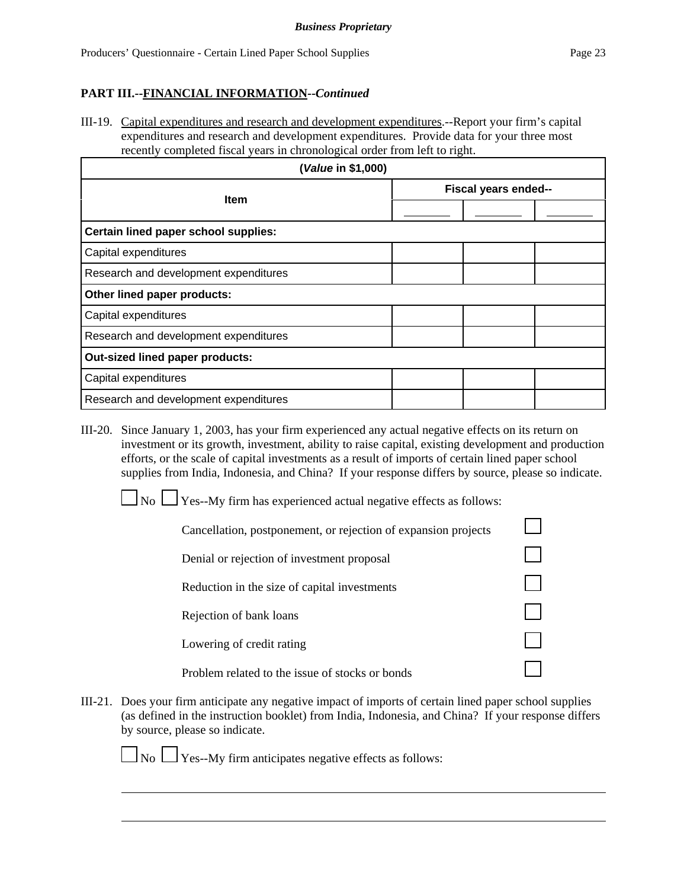**Business Proprietary**

## PART III.--FINANCIAL INFORMATION--*Continued*

III-19. Capital expenditures and research and development expenditures.--Report your firm's capital expenditures and research and development expenditures. Provide data for your three most recently completed fiscal years in chronological order from left to right.

| (*Value* in $1,000) | | | |
|---|---|---|---|
| Item | Fiscal years ended-- | | |
| | ______ | ______ | ______ |
| **Certain lined paper school supplies:** | | | |
| Capital expenditures | | | |
| Research and development expenditures | | | |
| **Other lined paper products:** | | | |
| Capital expenditures | | | |
| Research and development expenditures | | | |
| **Out-sized lined paper products:** | | | |
| Capital expenditures | | | |
| Research and development expenditures | | | |

III-20. Since January 1, 2003, has your firm experienced any actual negative effects on its return on investment or its growth, investment, ability to raise capital, existing development and production efforts, or the scale of capital investments as a result of imports of certain lined paper school supplies from India, Indonesia, and China? If your response differs by source, please so indicate.

☐ No ☐ Yes--My firm has experienced actual negative effects as follows:

- Cancellation, postponement, or rejection of expansion projects ☐
- Denial or rejection of investment proposal ☐
- Reduction in the size of capital investments ☐
- Rejection of bank loans ☐
- Lowering of credit rating ☐
- Problem related to the issue of stocks or bonds ☐

III-21. Does your firm anticipate any negative impact of imports of certain lined paper school supplies (as defined in the instruction booklet) from India, Indonesia, and China? If your response differs by source, please so indicate.

☐ No ☐ Yes--My firm anticipates negative effects as follows:

______________________________________________________________________

______________________________________________________________________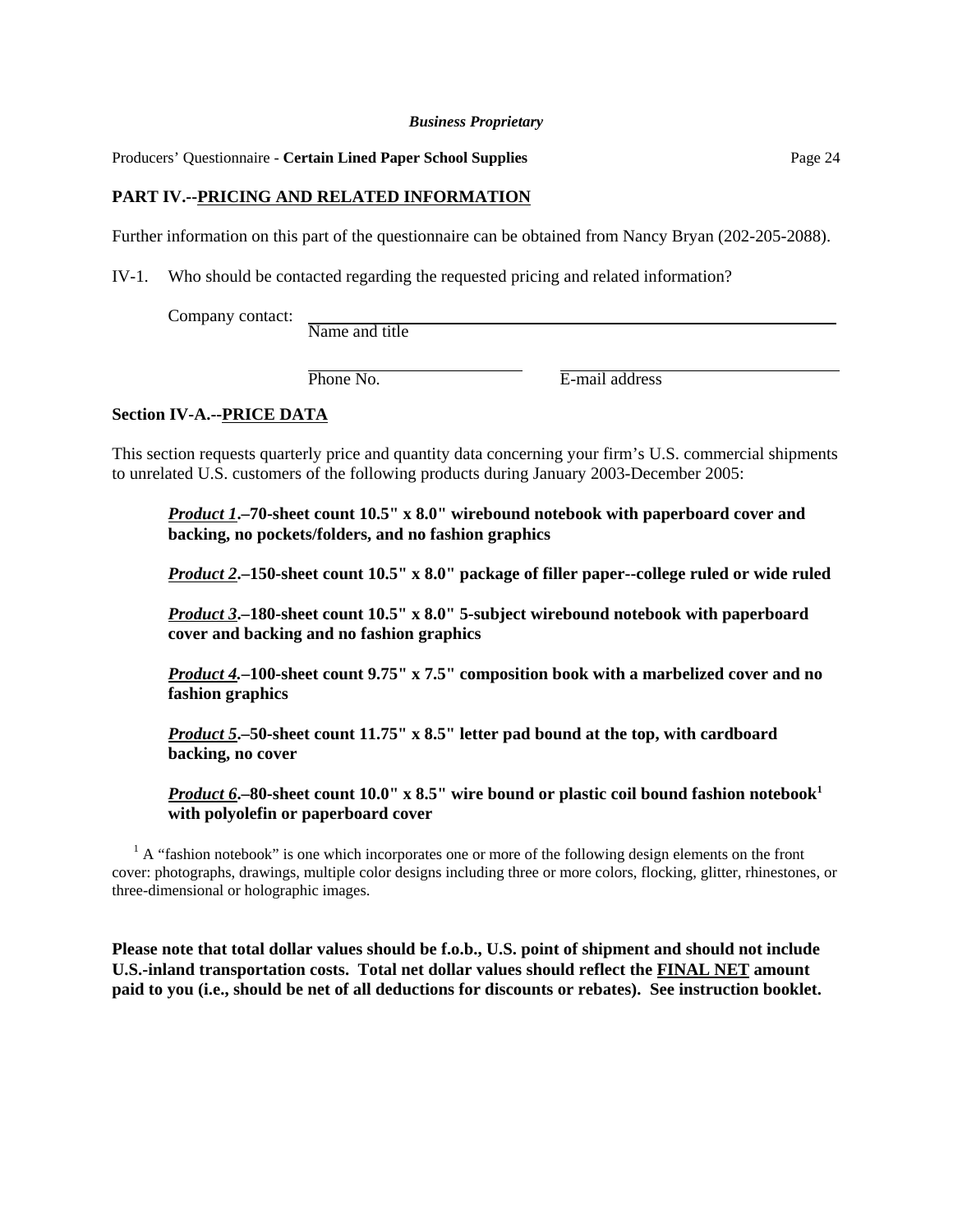*Business Proprietary*

Producers' Questionnaire - **Certain Lined Paper School Supplies**

## PART IV.--PRICING AND RELATED INFORMATION

Further information on this part of the questionnaire can be obtained from Nancy Bryan (202-205-2088).

IV-1. Who should be contacted regarding the requested pricing and related information?

Company contact: ______________________________
Name and title

______________________ ______________________
Phone No. E-mail address

### Section IV-A.--PRICE DATA

This section requests quarterly price and quantity data concerning your firm's U.S. commercial shipments to unrelated U.S. customers of the following products during January 2003-December 2005:

***Product 1*.–70-sheet count 10.5" x 8.0" wirebound notebook with paperboard cover and backing, no pockets/folders, and no fashion graphics**

***Product 2*.–150-sheet count 10.5" x 8.0" package of filler paper--college ruled or wide ruled**

***Product 3*.–180-sheet count 10.5" x 8.0" 5-subject wirebound notebook with paperboard cover and backing and no fashion graphics**

***Product 4*.–100-sheet count 9.75" x 7.5" composition book with a marbelized cover and no fashion graphics**

***Product 5*.–50-sheet count 11.75" x 8.5" letter pad bound at the top, with cardboard backing, no cover**

***Product 6*.–80-sheet count 10.0" x 8.5" wire bound or plastic coil bound fashion notebook[1] with polyolefin or paperboard cover**

[1] A "fashion notebook" is one which incorporates one or more of the following design elements on the front cover: photographs, drawings, multiple color designs including three or more colors, flocking, glitter, rhinestones, or three-dimensional or holographic images.

**Please note that total dollar values should be f.o.b., U.S. point of shipment and should not include U.S.-inland transportation costs. Total net dollar values should reflect the FINAL NET amount paid to you (i.e., should be net of all deductions for discounts or rebates). See instruction booklet.**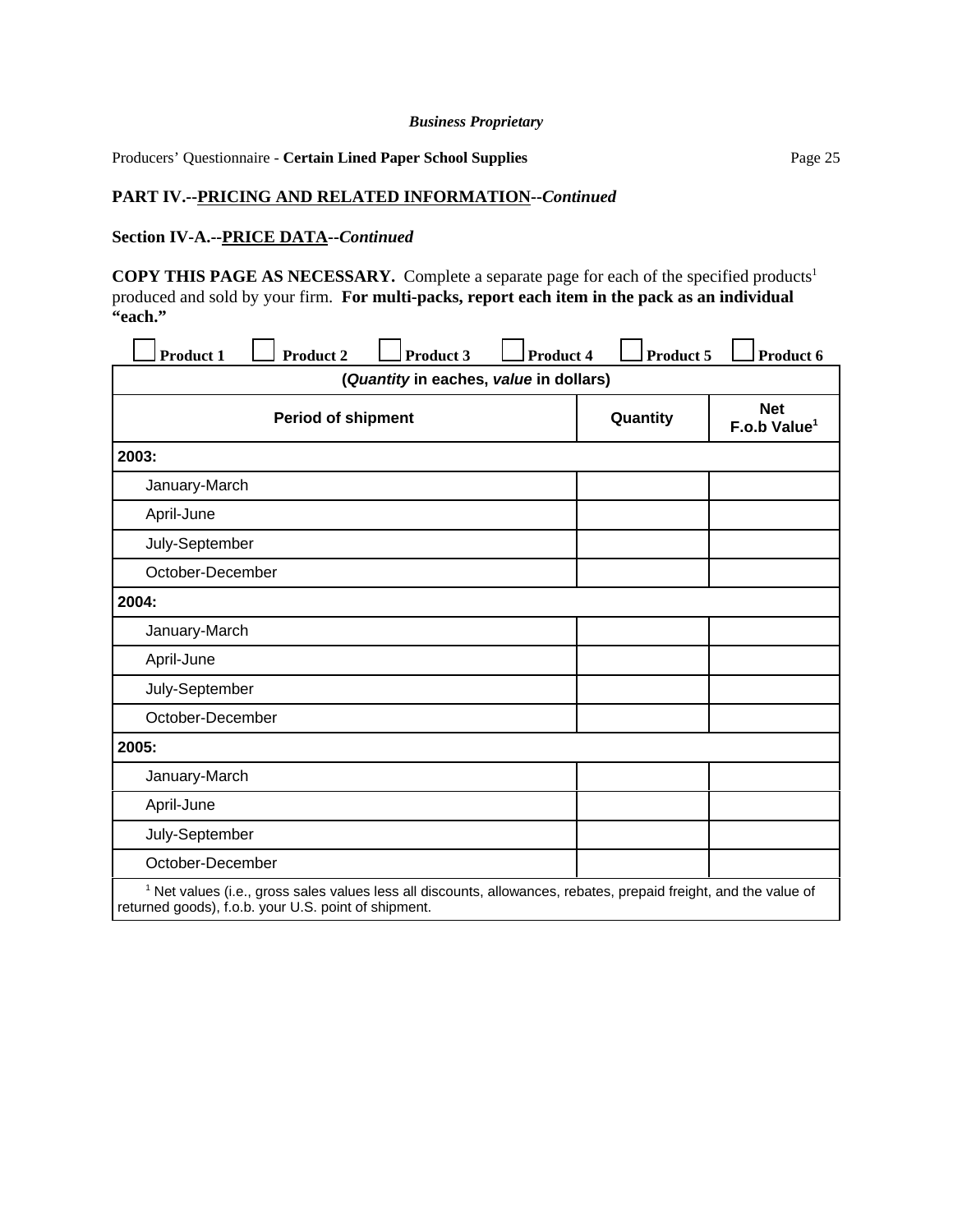*Business Proprietary*

Producers' Questionnaire - **Certain Lined Paper School Supplies**

## PART IV.--PRICING AND RELATED INFORMATION--*Continued*

### Section IV-A.--PRICE DATA--*Continued*

**COPY THIS PAGE AS NECESSARY.** Complete a separate page for each of the specified products[1] produced and sold by your firm. **For multi-packs, report each item in the pack as an individual "each."**

☐ **Product 1** ☐ **Product 2** ☐ **Product 3** ☐ **Product 4** ☐ **Product 5** ☐ **Product 6**

| (*Quantity* in eaches, *value* in dollars) | | |
|---|---|---|
| **Period of shipment** | **Quantity** | **Net F.o.b Value[1]** |
| **2003:** | | |
| January-March | | |
| April-June | | |
| July-September | | |
| October-December | | |
| **2004:** | | |
| January-March | | |
| April-June | | |
| July-September | | |
| October-December | | |
| **2005:** | | |
| January-March | | |
| April-June | | |
| July-September | | |
| October-December | | |

[1] Net values (i.e., gross sales values less all discounts, allowances, rebates, prepaid freight, and the value of returned goods), f.o.b. your U.S. point of shipment.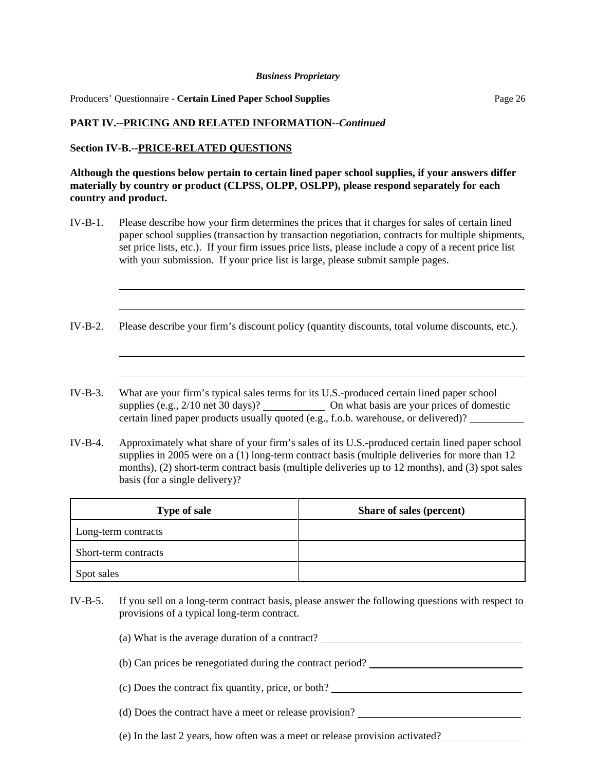*Business Proprietary*

## PART IV.--PRICING AND RELATED INFORMATION--*Continued*

### Section IV-B.--PRICE-RELATED QUESTIONS

**Although the questions below pertain to certain lined paper school supplies, if your answers differ materially by country or product (CLPSS, OLPP, OSLPP), please respond separately for each country and product.**

IV-B-1. Please describe how your firm determines the prices that it charges for sales of certain lined paper school supplies (transaction by transaction negotiation, contracts for multiple shipments, set price lists, etc.). If your firm issues price lists, please include a copy of a recent price list with your submission. If your price list is large, please submit sample pages.

\_\_\_\_\_\_\_\_\_\_\_\_\_\_\_\_\_\_\_\_\_\_\_\_\_\_\_\_\_\_\_\_\_\_\_\_\_\_\_\_\_\_\_\_\_\_\_\_\_\_\_\_\_\_\_\_\_\_\_\_\_\_\_\_\_\_\_\_\_\_

\_\_\_\_\_\_\_\_\_\_\_\_\_\_\_\_\_\_\_\_\_\_\_\_\_\_\_\_\_\_\_\_\_\_\_\_\_\_\_\_\_\_\_\_\_\_\_\_\_\_\_\_\_\_\_\_\_\_\_\_\_\_\_\_\_\_\_\_\_\_

IV-B-2. Please describe your firm's discount policy (quantity discounts, total volume discounts, etc.).

\_\_\_\_\_\_\_\_\_\_\_\_\_\_\_\_\_\_\_\_\_\_\_\_\_\_\_\_\_\_\_\_\_\_\_\_\_\_\_\_\_\_\_\_\_\_\_\_\_\_\_\_\_\_\_\_\_\_\_\_\_\_\_\_\_\_\_\_\_\_

\_\_\_\_\_\_\_\_\_\_\_\_\_\_\_\_\_\_\_\_\_\_\_\_\_\_\_\_\_\_\_\_\_\_\_\_\_\_\_\_\_\_\_\_\_\_\_\_\_\_\_\_\_\_\_\_\_\_\_\_\_\_\_\_\_\_\_\_\_\_

IV-B-3. What are your firm's typical sales terms for its U.S.-produced certain lined paper school supplies (e.g., 2/10 net 30 days)? \_\_\_\_\_\_\_\_\_\_\_\_ On what basis are your prices of domestic certain lined paper products usually quoted (e.g., f.o.b. warehouse, or delivered)? \_\_\_\_\_\_\_\_\_\_

IV-B-4. Approximately what share of your firm's sales of its U.S.-produced certain lined paper school supplies in 2005 were on a (1) long-term contract basis (multiple deliveries for more than 12 months), (2) short-term contract basis (multiple deliveries up to 12 months), and (3) spot sales basis (for a single delivery)?

| Type of sale | Share of sales (percent) |
|---|---|
| Long-term contracts | |
| Short-term contracts | |
| Spot sales | |

IV-B-5. If you sell on a long-term contract basis, please answer the following questions with respect to provisions of a typical long-term contract.

(a) What is the average duration of a contract? \_\_\_\_\_\_\_\_\_\_\_\_\_\_\_\_\_\_\_\_\_\_\_\_\_\_\_\_\_\_\_\_

(b) Can prices be renegotiated during the contract period? \_\_\_\_\_\_\_\_\_\_\_\_\_\_\_\_\_\_\_\_\_\_\_\_\_\_

(c) Does the contract fix quantity, price, or both? \_\_\_\_\_\_\_\_\_\_\_\_\_\_\_\_\_\_\_\_\_\_\_\_\_\_\_\_\_\_\_\_

(d) Does the contract have a meet or release provision? \_\_\_\_\_\_\_\_\_\_\_\_\_\_\_\_\_\_\_\_\_\_\_\_\_\_\_

(e) In the last 2 years, how often was a meet or release provision activated? \_\_\_\_\_\_\_\_\_\_\_\_\_\_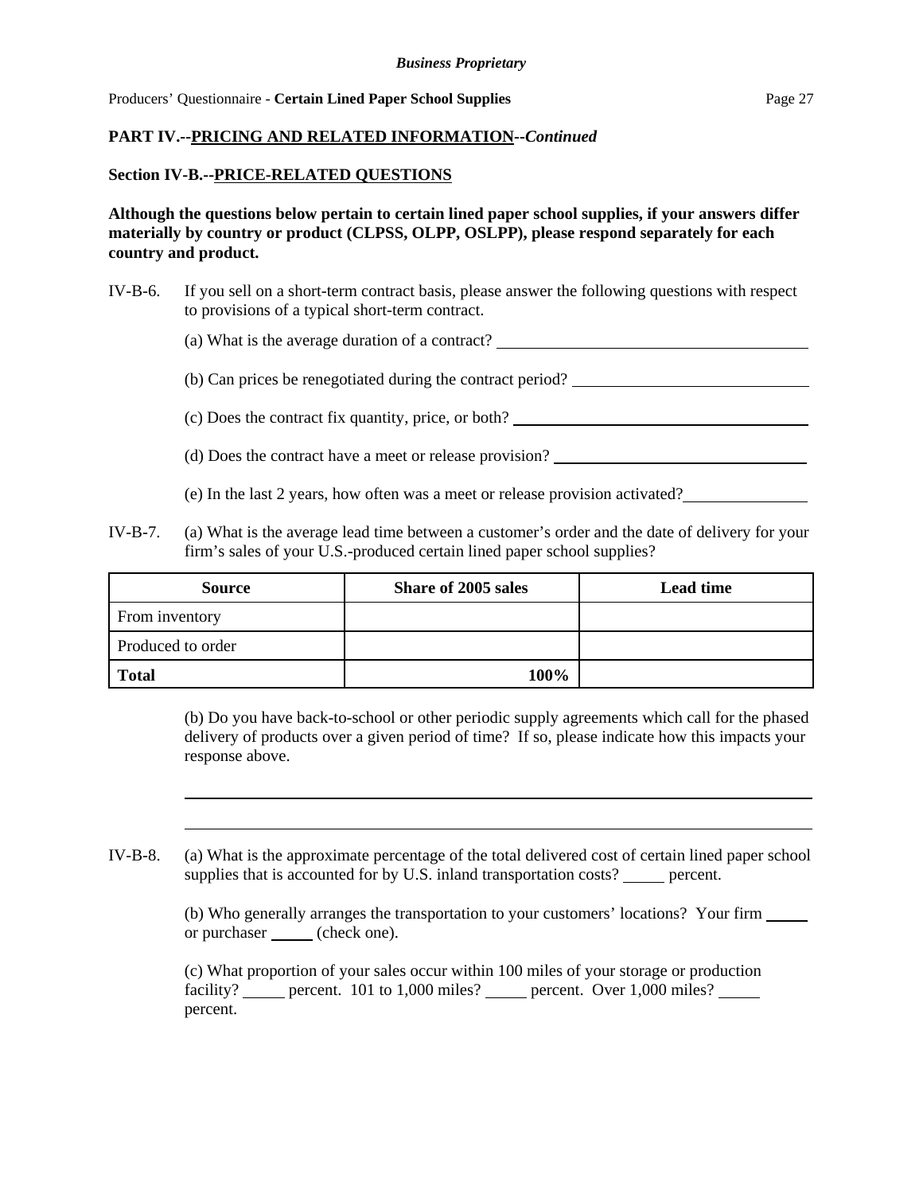**PART IV.--PRICING AND RELATED INFORMATION--*Continued***

**Section IV-B.--PRICE-RELATED QUESTIONS**

**Although the questions below pertain to certain lined paper school supplies, if your answers differ materially by country or product (CLPSS, OLPP, OSLPP), please respond separately for each country and product.**

IV-B-6. If you sell on a short-term contract basis, please answer the following questions with respect to provisions of a typical short-term contract.

(a) What is the average duration of a contract? ______________________

(b) Can prices be renegotiated during the contract period? ______________________

(c) Does the contract fix quantity, price, or both? ______________________

(d) Does the contract have a meet or release provision? ______________________

(e) In the last 2 years, how often was a meet or release provision activated? ______________________

IV-B-7. (a) What is the average lead time between a customer's order and the date of delivery for your firm's sales of your U.S.-produced certain lined paper school supplies?

| Source | Share of 2005 sales | Lead time |
|---|---|---|
| From inventory | | |
| Produced to order | | |
| **Total** | **100%** | |

(b) Do you have back-to-school or other periodic supply agreements which call for the phased delivery of products over a given period of time? If so, please indicate how this impacts your response above.

______________________________________________________________________

______________________________________________________________________

IV-B-8. (a) What is the approximate percentage of the total delivered cost of certain lined paper school supplies that is accounted for by U.S. inland transportation costs? _____ percent.

(b) Who generally arranges the transportation to your customers' locations? Your firm _____ or purchaser _____ (check one).

(c) What proportion of your sales occur within 100 miles of your storage or production facility? _____ percent. 101 to 1,000 miles? _____ percent. Over 1,000 miles? _____ percent.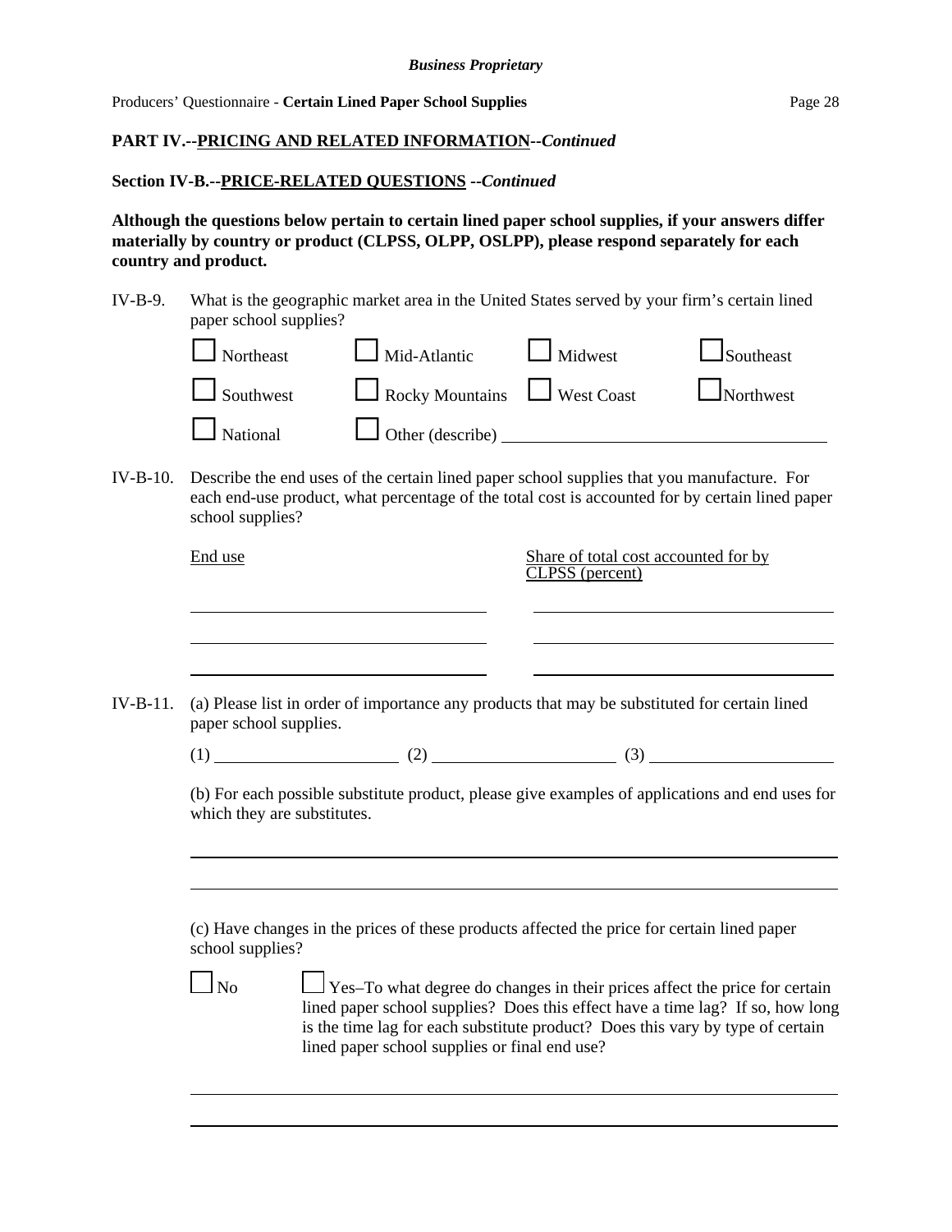**PART IV.--PRICING AND RELATED INFORMATION--*Continued***

**Section IV-B.--PRICE-RELATED QUESTIONS --*Continued***

**Although the questions below pertain to certain lined paper school supplies, if your answers differ materially by country or product (CLPSS, OLPP, OSLPP), please respond separately for each country and product.**

IV-B-9. What is the geographic market area in the United States served by your firm's certain lined paper school supplies?

☐ Northeast ☐ Mid-Atlantic ☐ Midwest ☐ Southeast

☐ Southwest ☐ Rocky Mountains ☐ West Coast ☐ Northwest

☐ National ☐ Other (describe) ____________________

IV-B-10. Describe the end uses of the certain lined paper school supplies that you manufacture. For each end-use product, what percentage of the total cost is accounted for by certain lined paper school supplies?

| End use | Share of total cost accounted for by CLPSS (percent) |
|---|---|
| | |
| | |
| | |

IV-B-11. (a) Please list in order of importance any products that may be substituted for certain lined paper school supplies.

(1) ____________ (2) ____________ (3) ____________

(b) For each possible substitute product, please give examples of applications and end uses for which they are substitutes.

____________________

____________________

(c) Have changes in the prices of these products affected the price for certain lined paper school supplies?

☐ No ☐ Yes–To what degree do changes in their prices affect the price for certain lined paper school supplies? Does this effect have a time lag? If so, how long is the time lag for each substitute product? Does this vary by type of certain lined paper school supplies or final end use?

____________________

____________________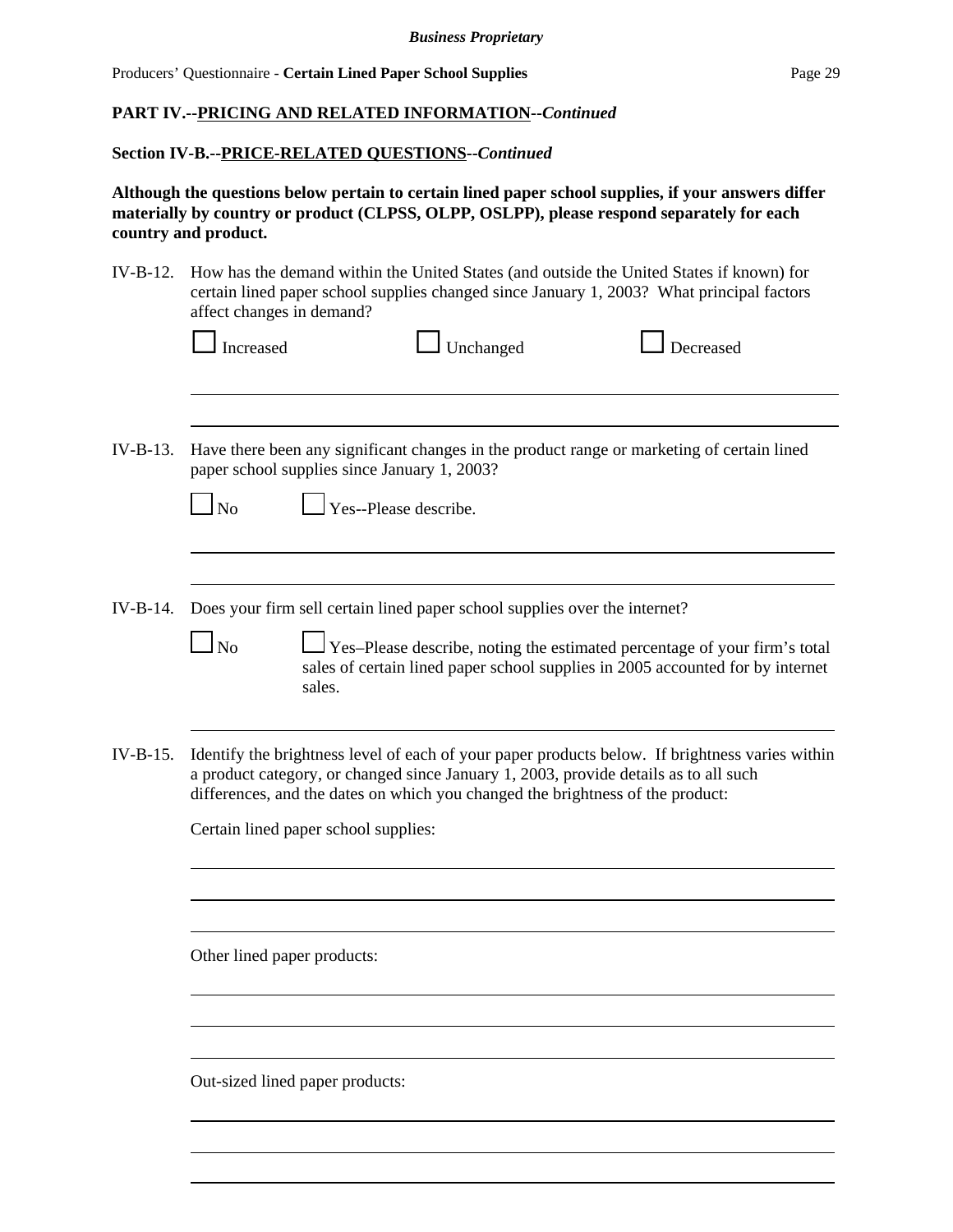## PART IV.--PRICING AND RELATED INFORMATION--*Continued*

### Section IV-B.--PRICE-RELATED QUESTIONS--*Continued*

**Although the questions below pertain to certain lined paper school supplies, if your answers differ materially by country or product (CLPSS, OLPP, OSLPP), please respond separately for each country and product.**

IV-B-12. How has the demand within the United States (and outside the United States if known) for certain lined paper school supplies changed since January 1, 2003? What principal factors affect changes in demand?

☐ Increased ☐ Unchanged ☐ Decreased

---

---

IV-B-13. Have there been any significant changes in the product range or marketing of certain lined paper school supplies since January 1, 2003?

☐ No ☐ Yes--Please describe.

---

---

IV-B-14. Does your firm sell certain lined paper school supplies over the internet?

☐ No ☐ Yes–Please describe, noting the estimated percentage of your firm's total sales of certain lined paper school supplies in 2005 accounted for by internet sales.

---

IV-B-15. Identify the brightness level of each of your paper products below. If brightness varies within a product category, or changed since January 1, 2003, provide details as to all such differences, and the dates on which you changed the brightness of the product:

Certain lined paper school supplies:

---

---

---

Other lined paper products:

---

---

---

Out-sized lined paper products:

---

---

---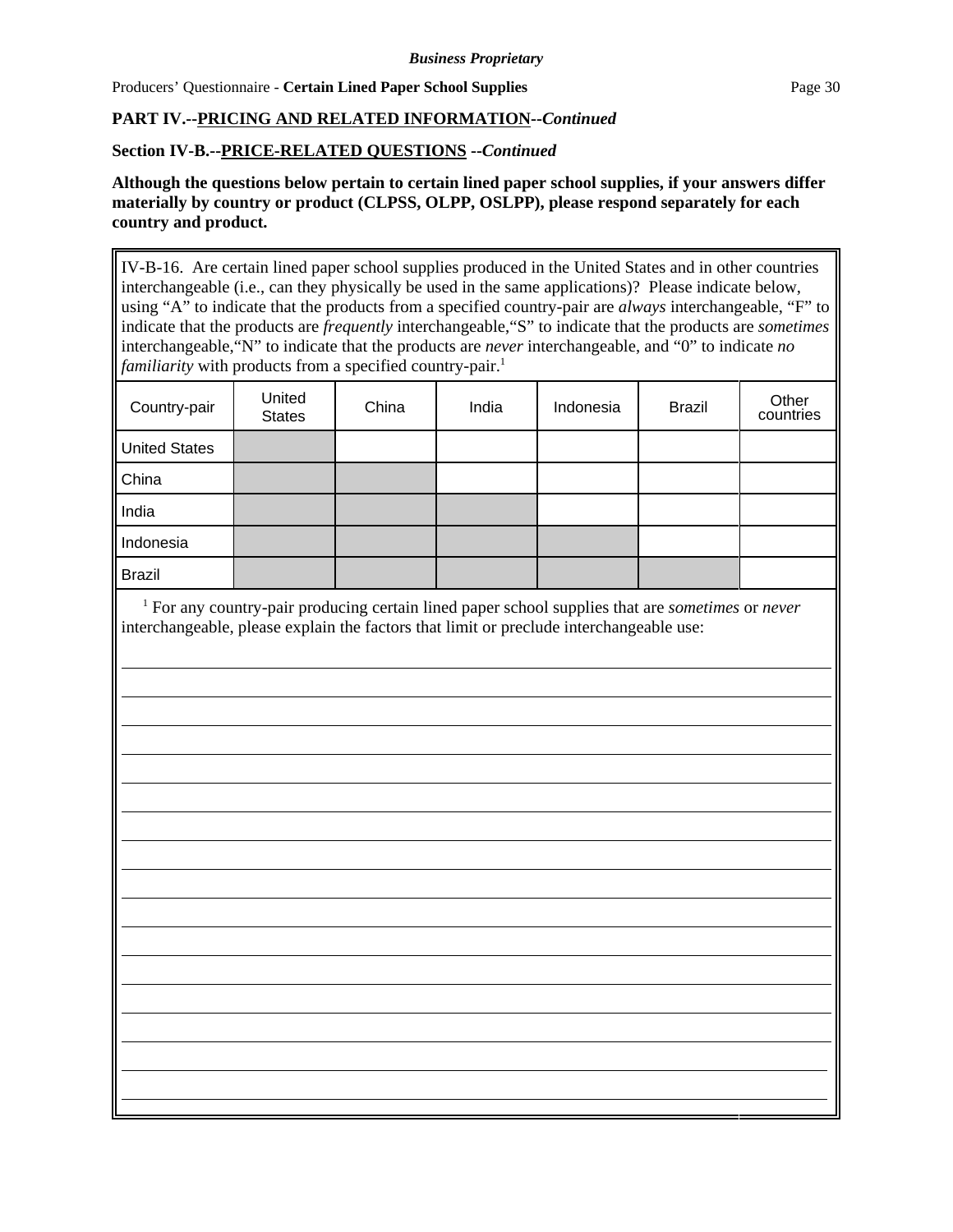**PART IV.--PRICING AND RELATED INFORMATION--*Continued***

**Section IV-B.--PRICE-RELATED QUESTIONS --*Continued***

**Although the questions below pertain to certain lined paper school supplies, if your answers differ materially by country or product (CLPSS, OLPP, OSLPP), please respond separately for each country and product.**

IV-B-16. Are certain lined paper school supplies produced in the United States and in other countries interchangeable (i.e., can they physically be used in the same applications)? Please indicate below, using "A" to indicate that the products from a specified country-pair are *always* interchangeable, "F" to indicate that the products are *frequently* interchangeable, "S" to indicate that the products are *sometimes* interchangeable, "N" to indicate that the products are *never* interchangeable, and "0" to indicate *no familiarity* with products from a specified country-pair.[1]

| Country-pair | United States | China | India | Indonesia | Brazil | Other countries |
|---|---|---|---|---|---|---|
| United States | | | | | | |
| China | | | | | | |
| India | | | | | | |
| Indonesia | | | | | | |
| Brazil | | | | | | |

[1] For any country-pair producing certain lined paper school supplies that are *sometimes* or *never* interchangeable, please explain the factors that limit or preclude interchangeable use:

______________________________________________________________________________

______________________________________________________________________________

______________________________________________________________________________

______________________________________________________________________________

______________________________________________________________________________

______________________________________________________________________________

______________________________________________________________________________

______________________________________________________________________________

______________________________________________________________________________

______________________________________________________________________________

______________________________________________________________________________

______________________________________________________________________________

______________________________________________________________________________

______________________________________________________________________________

______________________________________________________________________________

______________________________________________________________________________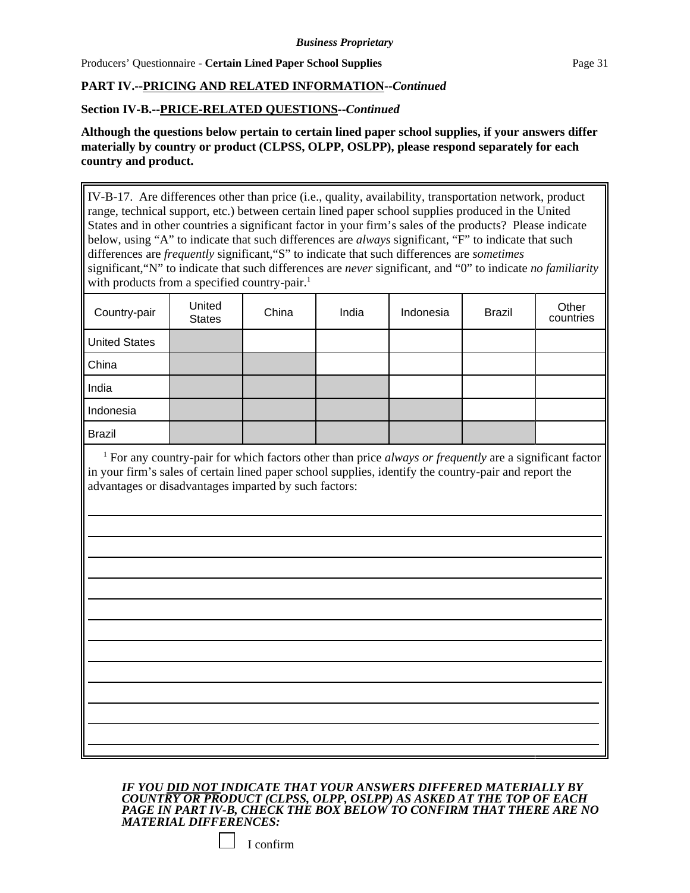**Business Proprietary**

**PART IV.--PRICING AND RELATED INFORMATION--*Continued***

**Section IV-B.--PRICE-RELATED QUESTIONS--*Continued***

**Although the questions below pertain to certain lined paper school supplies, if your answers differ materially by country or product (CLPSS, OLPP, OSLPP), please respond separately for each country and product.**

IV-B-17. Are differences other than price (i.e., quality, availability, transportation network, product range, technical support, etc.) between certain lined paper school supplies produced in the United States and in other countries a significant factor in your firm's sales of the products? Please indicate below, using "A" to indicate that such differences are *always* significant, "F" to indicate that such differences are *frequently* significant, "S" to indicate that such differences are *sometimes* significant, "N" to indicate that such differences are *never* significant, and "0" to indicate *no familiarity* with products from a specified country-pair.[1]

| Country-pair | United States | China | India | Indonesia | Brazil | Other countries |
|---|---|---|---|---|---|---|
| United States | | | | | | |
| China | | | | | | |
| India | | | | | | |
| Indonesia | | | | | | |
| Brazil | | | | | | |

[1] For any country-pair for which factors other than price *always or frequently* are a significant factor in your firm's sales of certain lined paper school supplies, identify the country-pair and report the advantages or disadvantages imparted by such factors:

_______________________________________________________________

_______________________________________________________________

_______________________________________________________________

_______________________________________________________________

_______________________________________________________________

_______________________________________________________________

_______________________________________________________________

_______________________________________________________________

_______________________________________________________________

_______________________________________________________________

_______________________________________________________________

_______________________________________________________________

***IF YOU DID NOT INDICATE THAT YOUR ANSWERS DIFFERED MATERIALLY BY COUNTRY OR PRODUCT (CLPSS, OLPP, OSLPP) AS ASKED AT THE TOP OF EACH PAGE IN PART IV-B, CHECK THE BOX BELOW TO CONFIRM THAT THERE ARE NO MATERIAL DIFFERENCES:***

☐ I confirm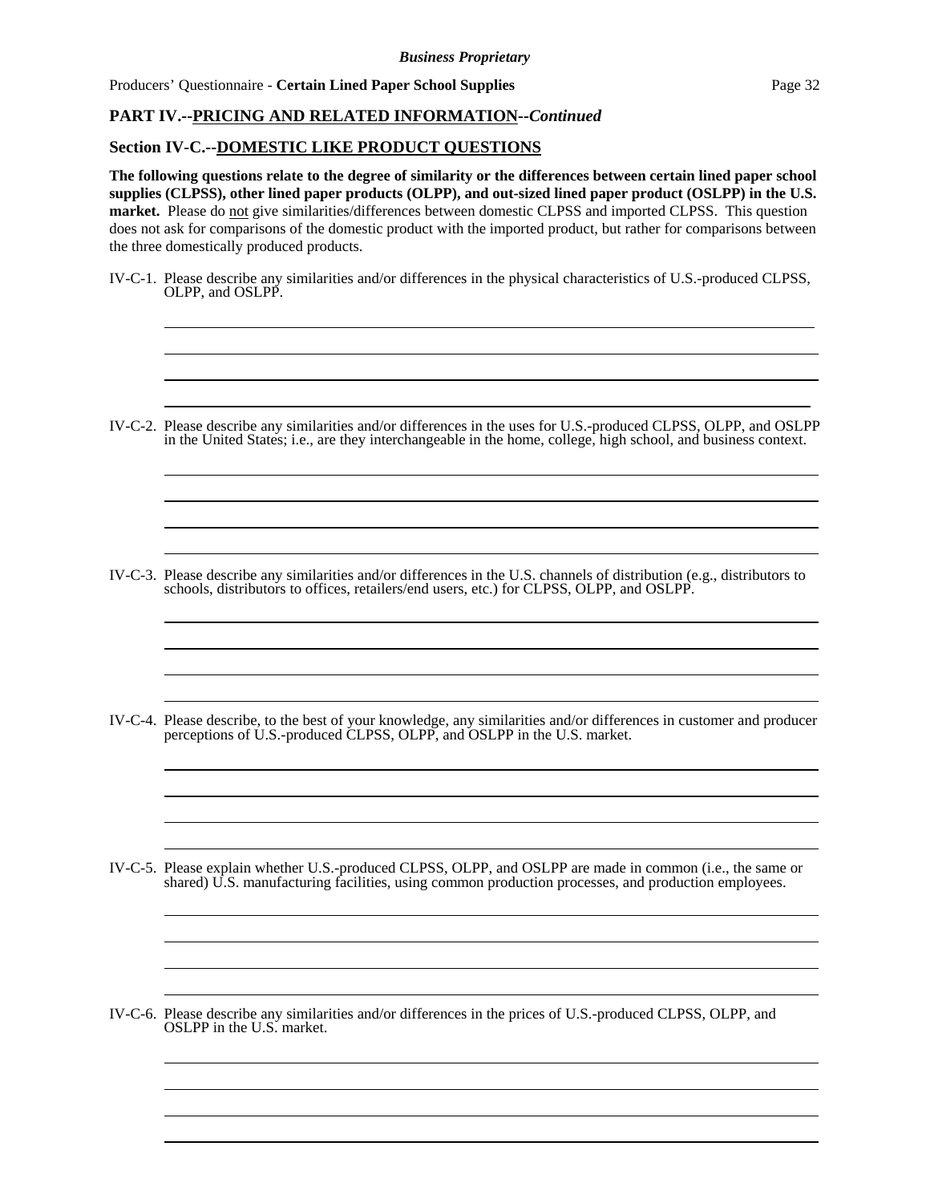## PART IV.--PRICING AND RELATED INFORMATION--*Continued*

### Section IV-C.--DOMESTIC LIKE PRODUCT QUESTIONS

**The following questions relate to the degree of similarity or the differences between certain lined paper school supplies (CLPSS), other lined paper products (OLPP), and out-sized lined paper product (OSLPP) in the U.S. market.** Please do not give similarities/differences between domestic CLPSS and imported CLPSS. This question does not ask for comparisons of the domestic product with the imported product, but rather for comparisons between the three domestically produced products.

IV-C-1. Please describe any similarities and/or differences in the physical characteristics of U.S.-produced CLPSS, OLPP, and OSLPP.

IV-C-2. Please describe any similarities and/or differences in the uses for U.S.-produced CLPSS, OLPP, and OSLPP in the United States; i.e., are they interchangeable in the home, college, high school, and business context.

IV-C-3. Please describe any similarities and/or differences in the U.S. channels of distribution (e.g., distributors to schools, distributors to offices, retailers/end users, etc.) for CLPSS, OLPP, and OSLPP.

IV-C-4. Please describe, to the best of your knowledge, any similarities and/or differences in customer and producer perceptions of U.S.-produced CLPSS, OLPP, and OSLPP in the U.S. market.

IV-C-5. Please explain whether U.S.-produced CLPSS, OLPP, and OSLPP are made in common (i.e., the same or shared) U.S. manufacturing facilities, using common production processes, and production employees.

IV-C-6. Please describe any similarities and/or differences in the prices of U.S.-produced CLPSS, OLPP, and OSLPP in the U.S. market.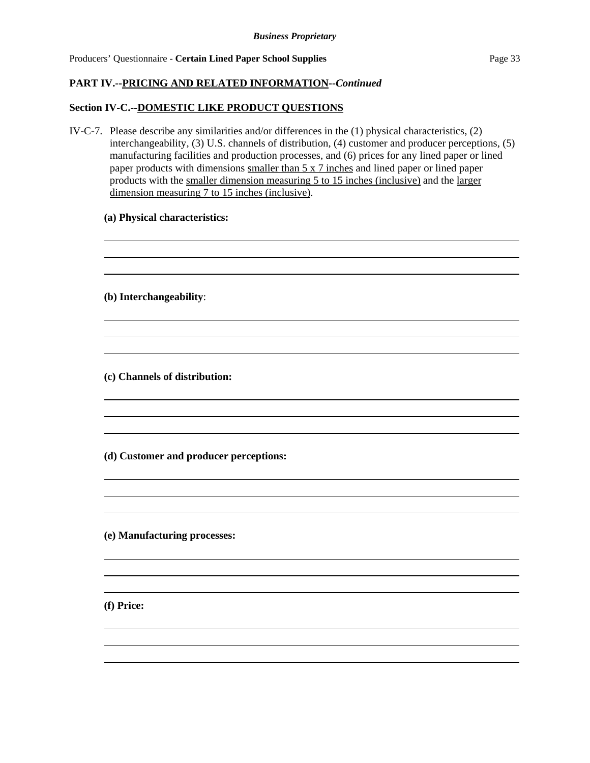**PART IV.--PRICING AND RELATED INFORMATION--*Continued***

**Section IV-C.--DOMESTIC LIKE PRODUCT QUESTIONS**

IV-C-7. Please describe any similarities and/or differences in the (1) physical characteristics, (2) interchangeability, (3) U.S. channels of distribution, (4) customer and producer perceptions, (5) manufacturing facilities and production processes, and (6) prices for any lined paper or lined paper products with dimensions smaller than 5 x 7 inches and lined paper or lined paper products with the smaller dimension measuring 5 to 15 inches (inclusive) and the larger dimension measuring 7 to 15 inches (inclusive).

**(a) Physical characteristics:**

**(b) Interchangeability**:

**(c) Channels of distribution:**

**(d) Customer and producer perceptions:**

**(e) Manufacturing processes:**

**(f) Price:**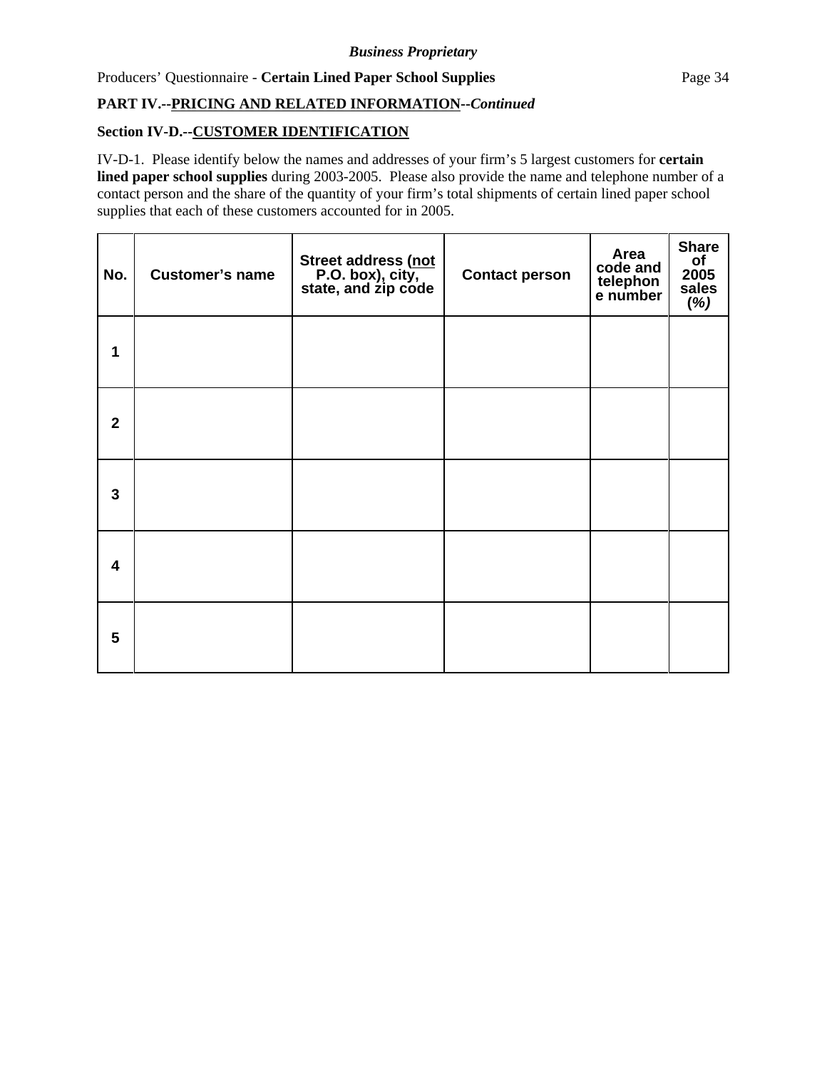*Business Proprietary*

Producers' Questionnaire - **Certain Lined Paper School Supplies**

**PART IV.--PRICING AND RELATED INFORMATION--*Continued***

**Section IV-D.--CUSTOMER IDENTIFICATION**

IV-D-1. Please identify below the names and addresses of your firm's 5 largest customers for **certain lined paper school supplies** during 2003-2005. Please also provide the name and telephone number of a contact person and the share of the quantity of your firm's total shipments of certain lined paper school supplies that each of these customers accounted for in 2005.

| No. | Customer's name | Street address (not P.O. box), city, state, and zip code | Contact person | Area code and telephone number | Share of 2005 sales *(%)* |
|---|---|---|---|---|---|
| 1 | | | | | |
| 2 | | | | | |
| 3 | | | | | |
| 4 | | | | | |
| 5 | | | | | |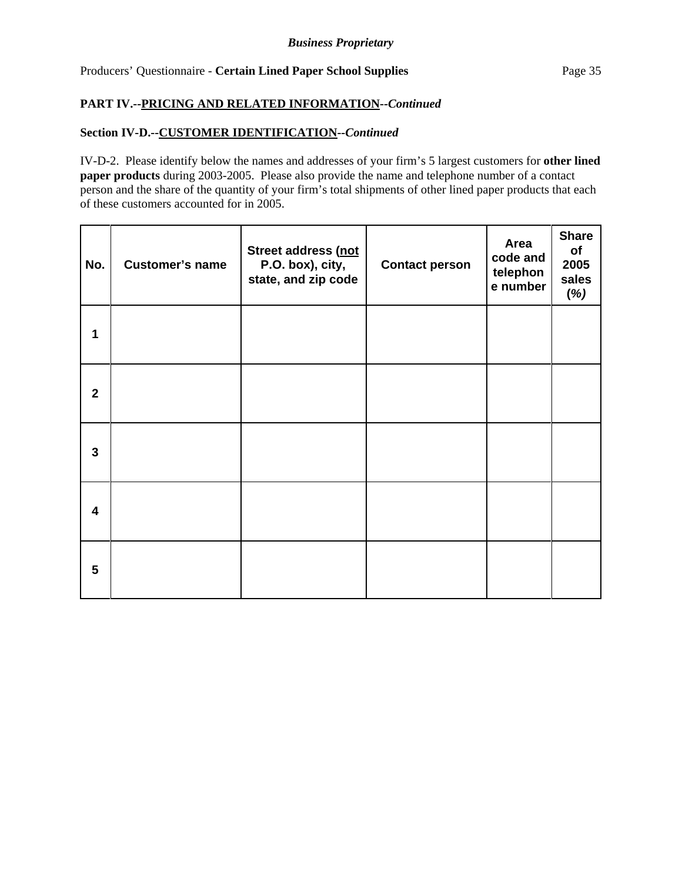**PART IV.--PRICING AND RELATED INFORMATION--*Continued***

**Section IV-D.--CUSTOMER IDENTIFICATION--*Continued***

IV-D-2. Please identify below the names and addresses of your firm's 5 largest customers for **other lined paper products** during 2003-2005. Please also provide the name and telephone number of a contact person and the share of the quantity of your firm's total shipments of other lined paper products that each of these customers accounted for in 2005.

| No. | Customer's name | Street address (not P.O. box), city, state, and zip code | Contact person | Area code and telephone number | Share of 2005 sales *(%)* |
|---|---|---|---|---|---|
| 1 | | | | | |
| 2 | | | | | |
| 3 | | | | | |
| 4 | | | | | |
| 5 | | | | | |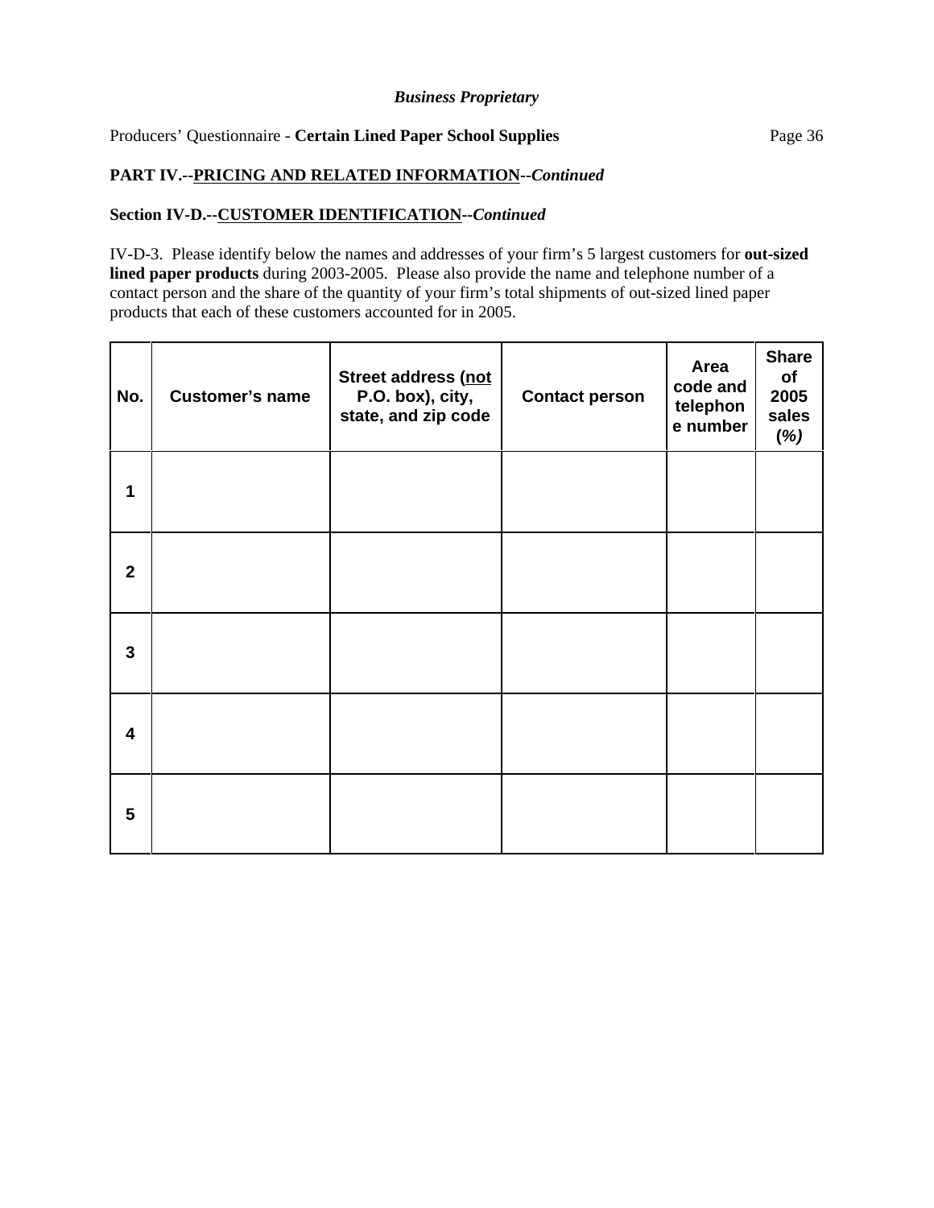*Business Proprietary*

Producers' Questionnaire - **Certain Lined Paper School Supplies**

**PART IV.--PRICING AND RELATED INFORMATION--*Continued***

**Section IV-D.--CUSTOMER IDENTIFICATION--*Continued***

IV-D-3. Please identify below the names and addresses of your firm's 5 largest customers for **out-sized lined paper products** during 2003-2005. Please also provide the name and telephone number of a contact person and the share of the quantity of your firm's total shipments of out-sized lined paper products that each of these customers accounted for in 2005.

| No. | Customer's name | Street address (not P.O. box), city, state, and zip code | Contact person | Area code and telephone number | Share of 2005 sales *(%)* |
|---|---|---|---|---|---|
| 1 | | | | | |
| 2 | | | | | |
| 3 | | | | | |
| 4 | | | | | |
| 5 | | | | | |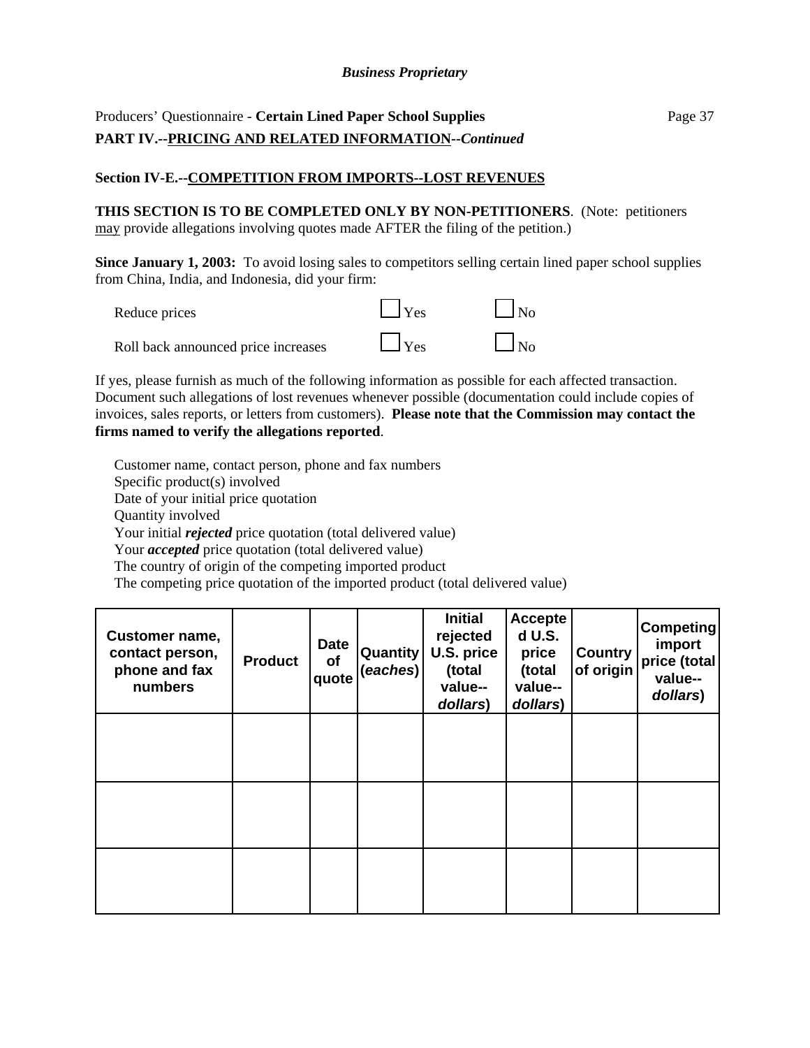*Business Proprietary*

Producers' Questionnaire - **Certain Lined Paper School Supplies**

**PART IV.--PRICING AND RELATED INFORMATION--*Continued***

**Section IV-E.--COMPETITION FROM IMPORTS--LOST REVENUES**

**THIS SECTION IS TO BE COMPLETED ONLY BY NON-PETITIONERS**. (Note: petitioners may provide allegations involving quotes made AFTER the filing of the petition.)

**Since January 1, 2003:** To avoid losing sales to competitors selling certain lined paper school supplies from China, India, and Indonesia, did your firm:

Reduce prices ☐ Yes ☐ No

Roll back announced price increases ☐ Yes ☐ No

If yes, please furnish as much of the following information as possible for each affected transaction. Document such allegations of lost revenues whenever possible (documentation could include copies of invoices, sales reports, or letters from customers). **Please note that the Commission may contact the firms named to verify the allegations reported**.

Customer name, contact person, phone and fax numbers
Specific product(s) involved
Date of your initial price quotation
Quantity involved
Your initial ***rejected*** price quotation (total delivered value)
Your ***accepted*** price quotation (total delivered value)
The country of origin of the competing imported product
The competing price quotation of the imported product (total delivered value)

| Customer name, contact person, phone and fax numbers | Product | Date of quote | Quantity (*eaches*) | Initial rejected U.S. price (total value--*dollars*) | Accepted U.S. price (total value--*dollars*) | Country of origin | Competing import price (total value--*dollars*) |
|---|---|---|---|---|---|---|---|
| | | | | | | | |
| | | | | | | | |
| | | | | | | | |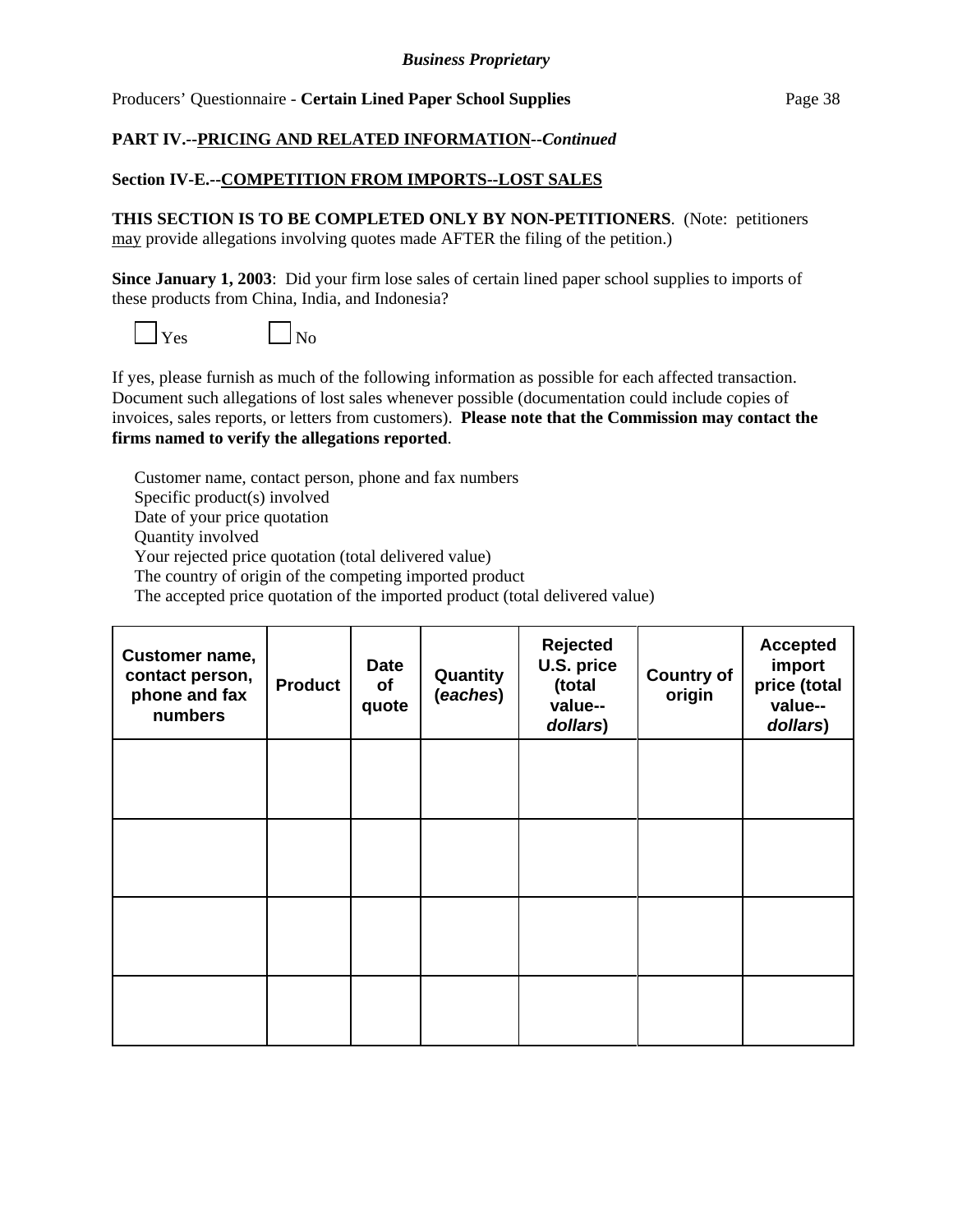**PART IV.--PRICING AND RELATED INFORMATION--*Continued***

**Section IV-E.--COMPETITION FROM IMPORTS--LOST SALES**

**THIS SECTION IS TO BE COMPLETED ONLY BY NON-PETITIONERS**. (Note: petitioners may provide allegations involving quotes made AFTER the filing of the petition.)

**Since January 1, 2003**: Did your firm lose sales of certain lined paper school supplies to imports of these products from China, India, and Indonesia?

☐ Yes ☐ No

If yes, please furnish as much of the following information as possible for each affected transaction. Document such allegations of lost sales whenever possible (documentation could include copies of invoices, sales reports, or letters from customers). **Please note that the Commission may contact the firms named to verify the allegations reported**.

Customer name, contact person, phone and fax numbers
Specific product(s) involved
Date of your price quotation
Quantity involved
Your rejected price quotation (total delivered value)
The country of origin of the competing imported product
The accepted price quotation of the imported product (total delivered value)

| Customer name, contact person, phone and fax numbers | Product | Date of quote | Quantity (*eaches*) | Rejected U.S. price (total value--*dollars*) | Country of origin | Accepted import price (total value--*dollars*) |
|---|---|---|---|---|---|---|
| | | | | | | |
| | | | | | | |
| | | | | | | |
| | | | | | | |